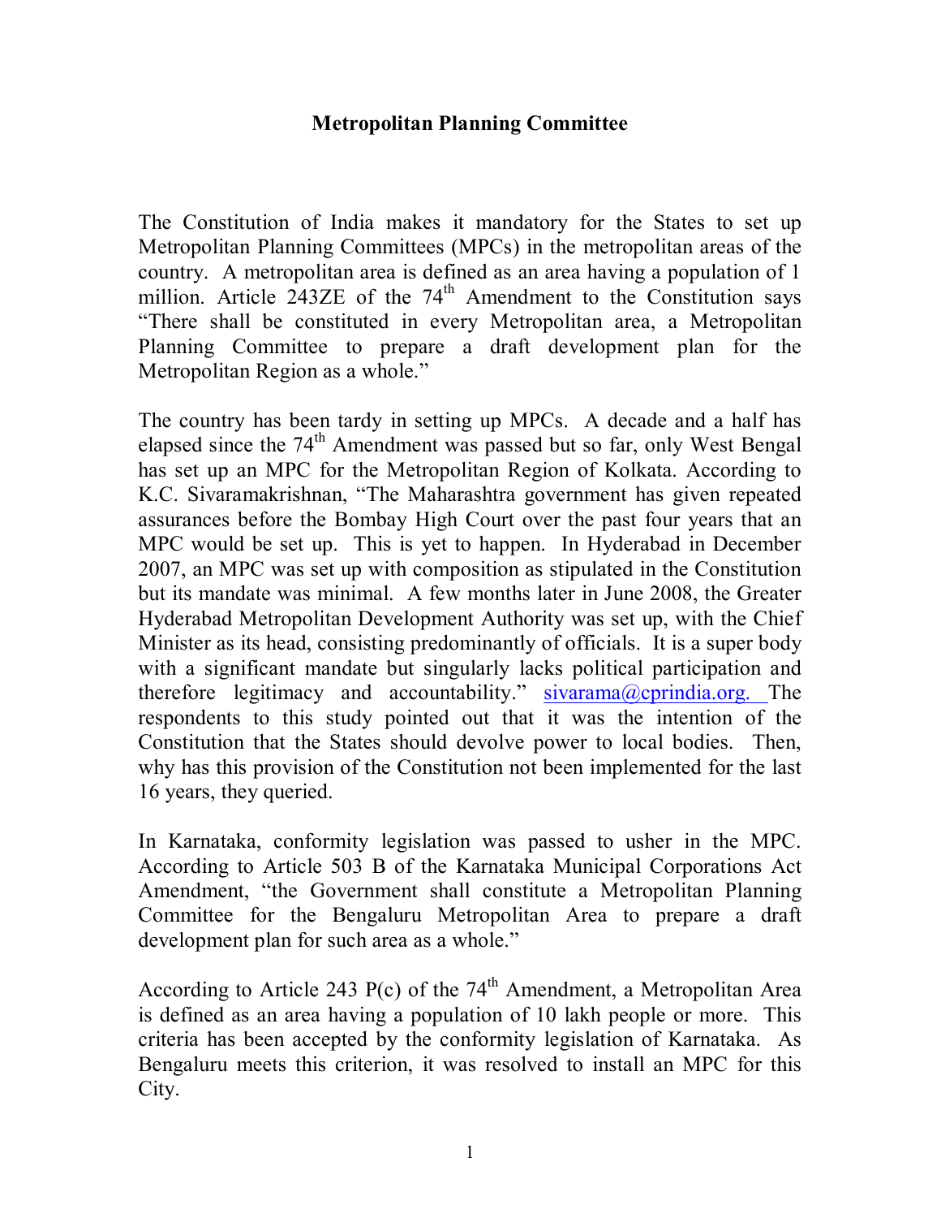# Metropolitan Planning Committee

The Constitution of India makes it mandatory for the States to set up Metropolitan Planning Committees (MPCs) in the metropolitan areas of the country. A metropolitan area is defined as an area having a population of 1 million. Article 243ZE of the 74th Amendment to the Constitution says "There shall be constituted in every Metropolitan area, a Metropolitan Planning Committee to prepare a draft development plan for the Metropolitan Region as a whole."

The country has been tardy in setting up MPCs. A decade and a half has elapsed since the 74th Amendment was passed but so far, only West Bengal has set up an MPC for the Metropolitan Region of Kolkata. According to K.C. Sivaramakrishnan, "The Maharashtra government has given repeated assurances before the Bombay High Court over the past four years that an MPC would be set up. This is yet to happen. In Hyderabad in December 2007, an MPC was set up with composition as stipulated in the Constitution but its mandate was minimal. A few months later in June 2008, the Greater Hyderabad Metropolitan Development Authority was set up, with the Chief Minister as its head, consisting predominantly of officials. It is a super body with a significant mandate but singularly lacks political participation and therefore legitimacy and accountability." sivarama@cprindia.org. The respondents to this study pointed out that it was the intention of the Constitution that the States should devolve power to local bodies. Then, why has this provision of the Constitution not been implemented for the last 16 years, they queried.

In Karnataka, conformity legislation was passed to usher in the MPC. According to Article 503 B of the Karnataka Municipal Corporations Act Amendment, "the Government shall constitute a Metropolitan Planning Committee for the Bengaluru Metropolitan Area to prepare a draft development plan for such area as a whole."

According to Article 243 P(c) of the 74th Amendment, a Metropolitan Area is defined as an area having a population of 10 lakh people or more. This criteria has been accepted by the conformity legislation of Karnataka. As Bengaluru meets this criterion, it was resolved to install an MPC for this City.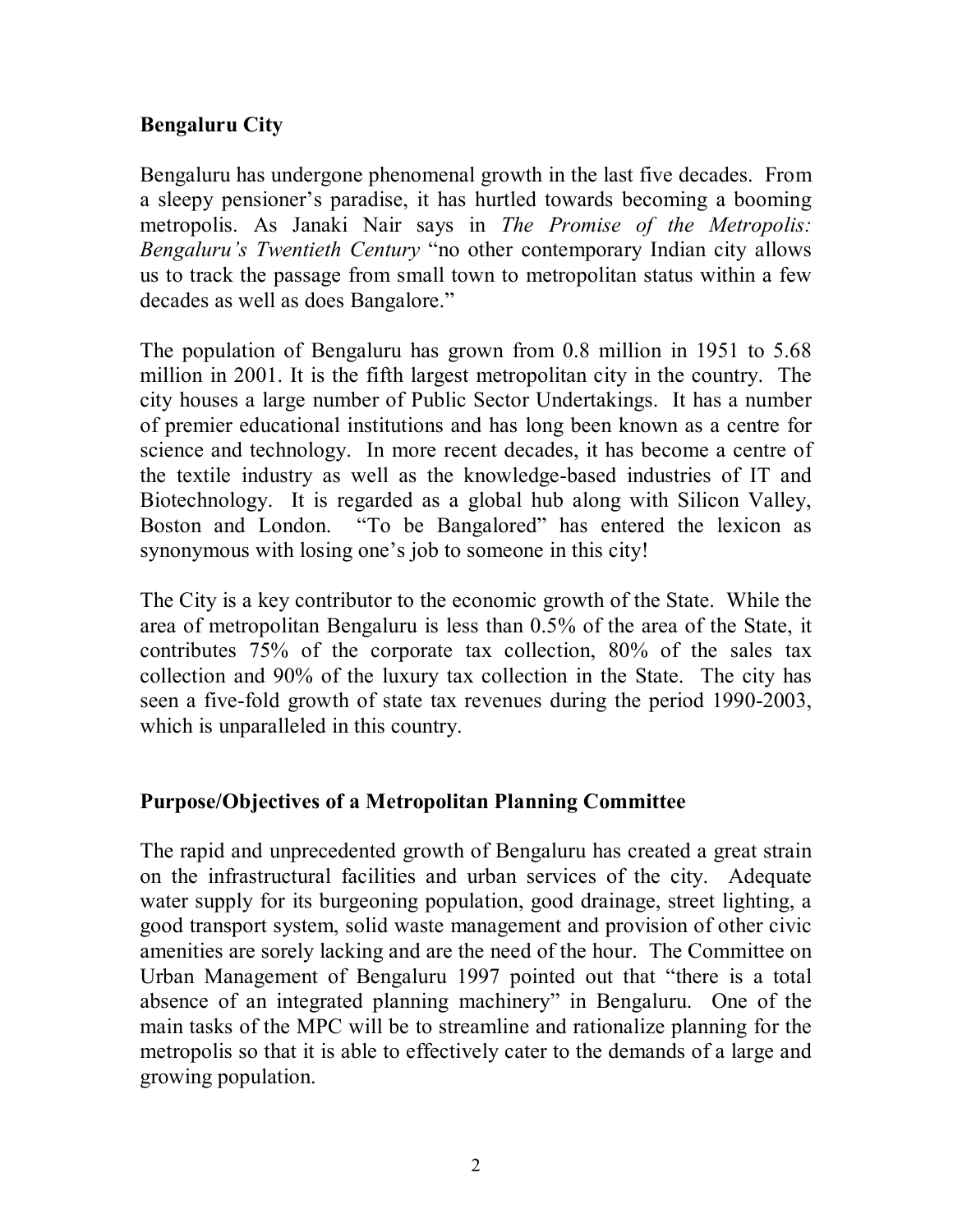## Bengaluru City

Bengaluru has undergone phenomenal growth in the last five decades. From a sleepy pensioner's paradise, it has hurtled towards becoming a booming metropolis. As Janaki Nair says in *The Promise of the Metropolis: Bengaluru's Twentieth Century* "no other contemporary Indian city allows us to track the passage from small town to metropolitan status within a few decades as well as does Bangalore."

The population of Bengaluru has grown from 0.8 million in 1951 to 5.68 million in 2001. It is the fifth largest metropolitan city in the country. The city houses a large number of Public Sector Undertakings. It has a number of premier educational institutions and has long been known as a centre for science and technology. In more recent decades, it has become a centre of the textile industry as well as the knowledge-based industries of IT and Biotechnology. It is regarded as a global hub along with Silicon Valley, Boston and London. "To be Bangalored" has entered the lexicon as synonymous with losing one's job to someone in this city!

The City is a key contributor to the economic growth of the State. While the area of metropolitan Bengaluru is less than 0.5% of the area of the State, it contributes 75% of the corporate tax collection, 80% of the sales tax collection and 90% of the luxury tax collection in the State. The city has seen a five-fold growth of state tax revenues during the period 1990-2003, which is unparalleled in this country.

## Purpose/Objectives of a Metropolitan Planning Committee

The rapid and unprecedented growth of Bengaluru has created a great strain on the infrastructural facilities and urban services of the city. Adequate water supply for its burgeoning population, good drainage, street lighting, a good transport system, solid waste management and provision of other civic amenities are sorely lacking and are the need of the hour. The Committee on Urban Management of Bengaluru 1997 pointed out that "there is a total absence of an integrated planning machinery" in Bengaluru. One of the main tasks of the MPC will be to streamline and rationalize planning for the metropolis so that it is able to effectively cater to the demands of a large and growing population.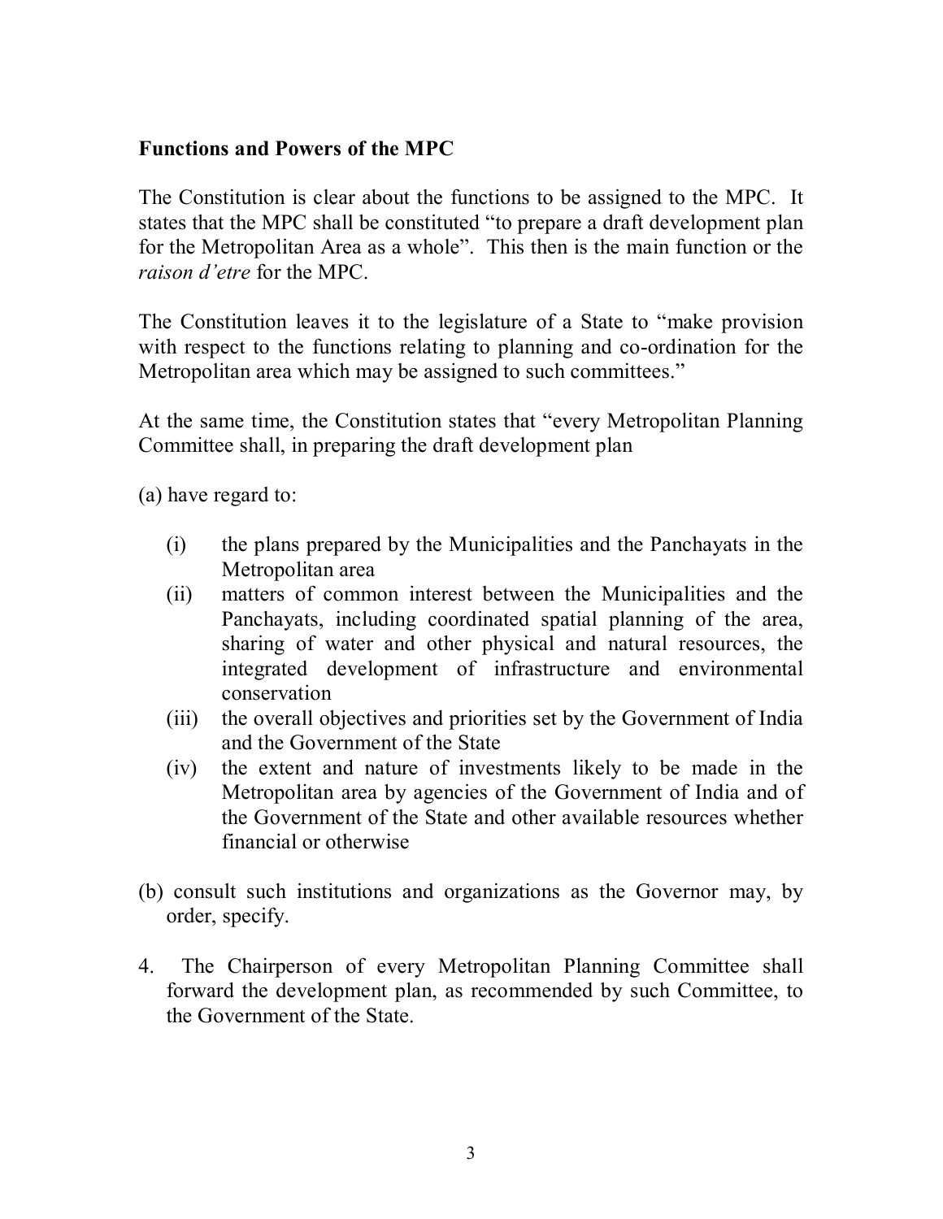**Functions and Powers of the MPC**

The Constitution is clear about the functions to be assigned to the MPC. It states that the MPC shall be constituted "to prepare a draft development plan for the Metropolitan Area as a whole". This then is the main function or the *raison d'etre* for the MPC.

The Constitution leaves it to the legislature of a State to "make provision with respect to the functions relating to planning and co-ordination for the Metropolitan area which may be assigned to such committees."

At the same time, the Constitution states that "every Metropolitan Planning Committee shall, in preparing the draft development plan

(a) have regard to:

- (i) the plans prepared by the Municipalities and the Panchayats in the Metropolitan area
- (ii) matters of common interest between the Municipalities and the Panchayats, including coordinated spatial planning of the area, sharing of water and other physical and natural resources, the integrated development of infrastructure and environmental conservation
- (iii) the overall objectives and priorities set by the Government of India and the Government of the State
- (iv) the extent and nature of investments likely to be made in the Metropolitan area by agencies of the Government of India and of the Government of the State and other available resources whether financial or otherwise

(b) consult such institutions and organizations as the Governor may, by order, specify.

4. The Chairperson of every Metropolitan Planning Committee shall forward the development plan, as recommended by such Committee, to the Government of the State.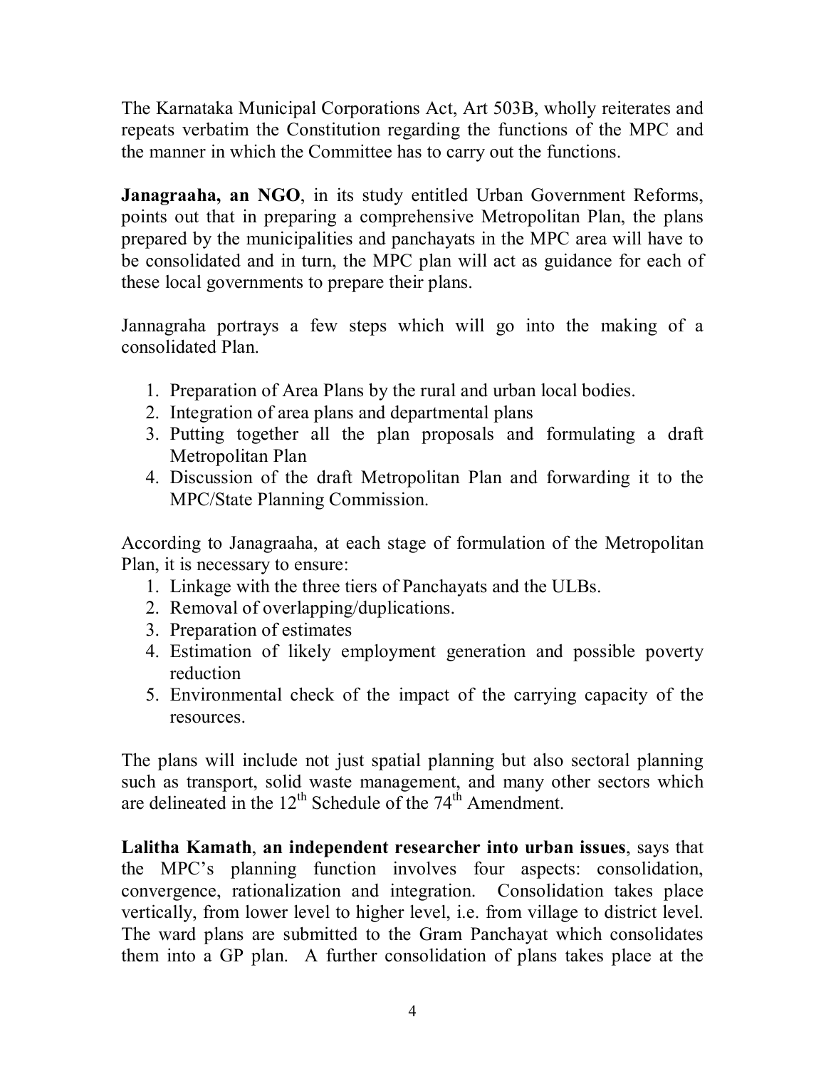The Karnataka Municipal Corporations Act, Art 503B, wholly reiterates and repeats verbatim the Constitution regarding the functions of the MPC and the manner in which the Committee has to carry out the functions.

**Janagraaha, an NGO**, in its study entitled Urban Government Reforms, points out that in preparing a comprehensive Metropolitan Plan, the plans prepared by the municipalities and panchayats in the MPC area will have to be consolidated and in turn, the MPC plan will act as guidance for each of these local governments to prepare their plans.

Jannagraha portrays a few steps which will go into the making of a consolidated Plan.

1. Preparation of Area Plans by the rural and urban local bodies.
2. Integration of area plans and departmental plans
3. Putting together all the plan proposals and formulating a draft Metropolitan Plan
4. Discussion of the draft Metropolitan Plan and forwarding it to the MPC/State Planning Commission.

According to Janagraaha, at each stage of formulation of the Metropolitan Plan, it is necessary to ensure:

1. Linkage with the three tiers of Panchayats and the ULBs.
2. Removal of overlapping/duplications.
3. Preparation of estimates
4. Estimation of likely employment generation and possible poverty reduction
5. Environmental check of the impact of the carrying capacity of the resources.

The plans will include not just spatial planning but also sectoral planning such as transport, solid waste management, and many other sectors which are delineated in the 12th Schedule of the 74th Amendment.

**Lalitha Kamath**, **an independent researcher into urban issues**, says that the MPC's planning function involves four aspects: consolidation, convergence, rationalization and integration. Consolidation takes place vertically, from lower level to higher level, i.e. from village to district level. The ward plans are submitted to the Gram Panchayat which consolidates them into a GP plan. A further consolidation of plans takes place at the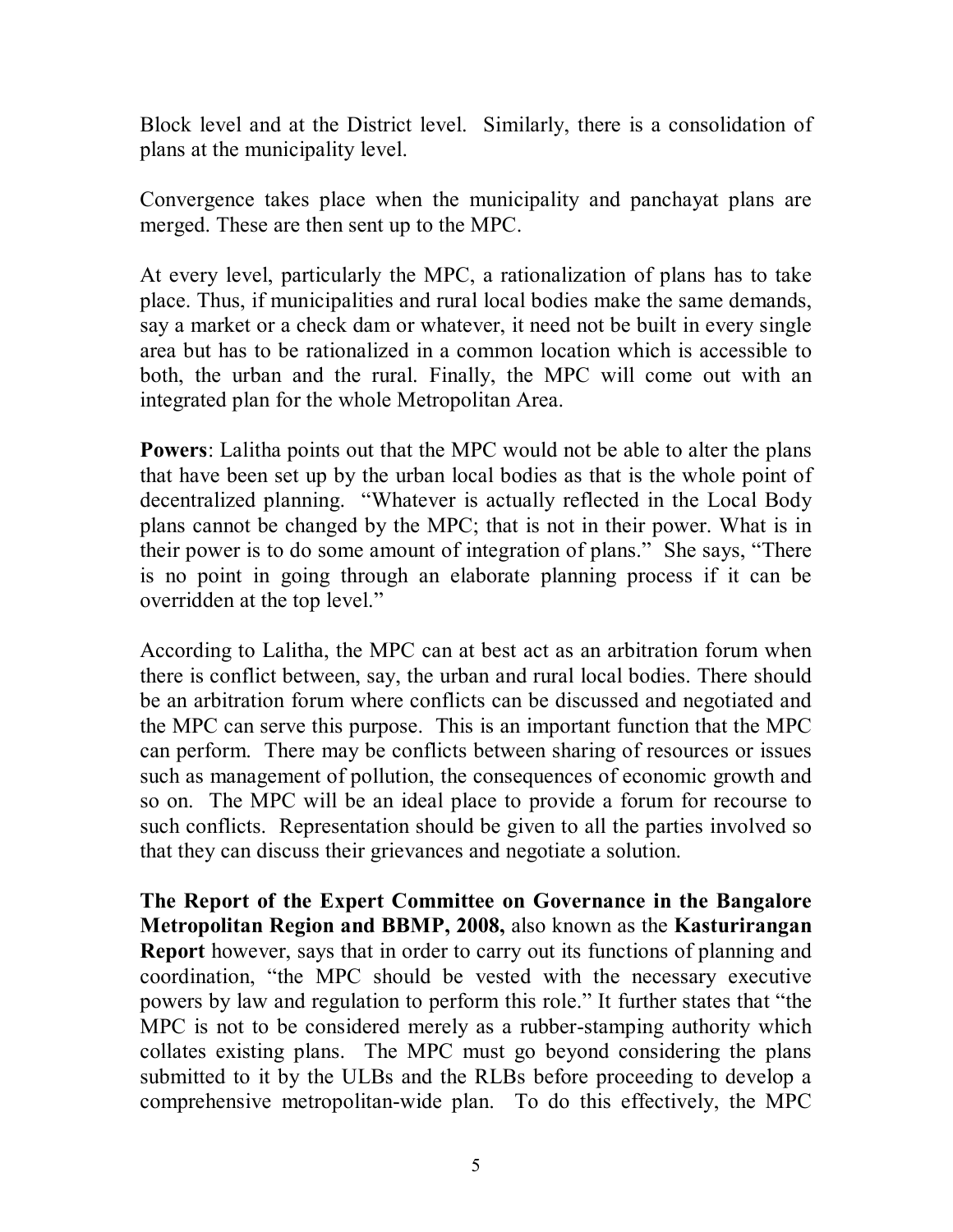Block level and at the District level. Similarly, there is a consolidation of plans at the municipality level.

Convergence takes place when the municipality and panchayat plans are merged. These are then sent up to the MPC.

At every level, particularly the MPC, a rationalization of plans has to take place. Thus, if municipalities and rural local bodies make the same demands, say a market or a check dam or whatever, it need not be built in every single area but has to be rationalized in a common location which is accessible to both, the urban and the rural. Finally, the MPC will come out with an integrated plan for the whole Metropolitan Area.

**Powers**: Lalitha points out that the MPC would not be able to alter the plans that have been set up by the urban local bodies as that is the whole point of decentralized planning. "Whatever is actually reflected in the Local Body plans cannot be changed by the MPC; that is not in their power. What is in their power is to do some amount of integration of plans." She says, "There is no point in going through an elaborate planning process if it can be overridden at the top level."

According to Lalitha, the MPC can at best act as an arbitration forum when there is conflict between, say, the urban and rural local bodies. There should be an arbitration forum where conflicts can be discussed and negotiated and the MPC can serve this purpose. This is an important function that the MPC can perform. There may be conflicts between sharing of resources or issues such as management of pollution, the consequences of economic growth and so on. The MPC will be an ideal place to provide a forum for recourse to such conflicts. Representation should be given to all the parties involved so that they can discuss their grievances and negotiate a solution.

**The Report of the Expert Committee on Governance in the Bangalore Metropolitan Region and BBMP, 2008,** also known as the **Kasturirangan Report** however, says that in order to carry out its functions of planning and coordination, "the MPC should be vested with the necessary executive powers by law and regulation to perform this role." It further states that "the MPC is not to be considered merely as a rubber-stamping authority which collates existing plans. The MPC must go beyond considering the plans submitted to it by the ULBs and the RLBs before proceeding to develop a comprehensive metropolitan-wide plan. To do this effectively, the MPC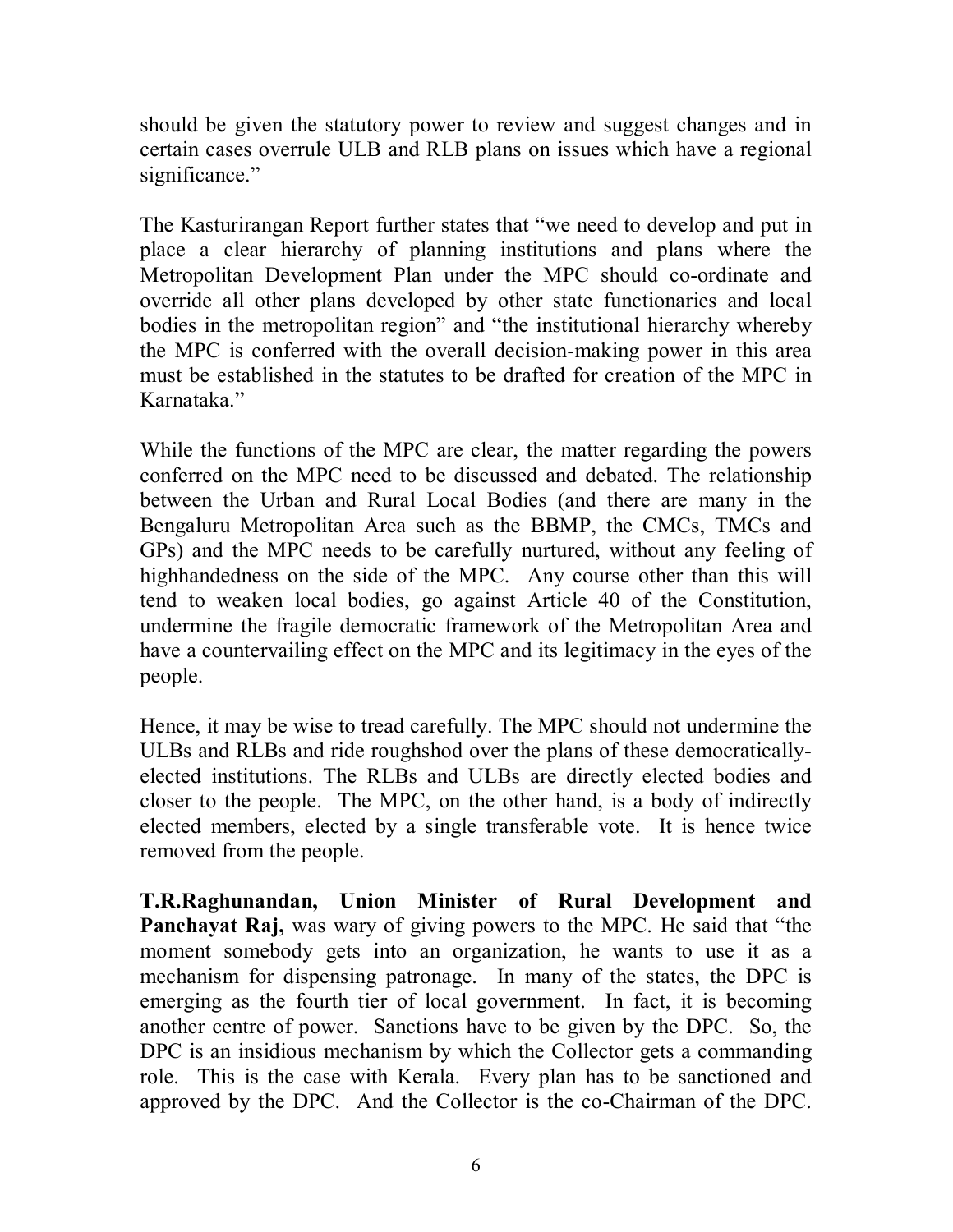should be given the statutory power to review and suggest changes and in certain cases overrule ULB and RLB plans on issues which have a regional significance."

The Kasturirangan Report further states that "we need to develop and put in place a clear hierarchy of planning institutions and plans where the Metropolitan Development Plan under the MPC should co-ordinate and override all other plans developed by other state functionaries and local bodies in the metropolitan region" and "the institutional hierarchy whereby the MPC is conferred with the overall decision-making power in this area must be established in the statutes to be drafted for creation of the MPC in Karnataka."

While the functions of the MPC are clear, the matter regarding the powers conferred on the MPC need to be discussed and debated. The relationship between the Urban and Rural Local Bodies (and there are many in the Bengaluru Metropolitan Area such as the BBMP, the CMCs, TMCs and GPs) and the MPC needs to be carefully nurtured, without any feeling of highhandedness on the side of the MPC. Any course other than this will tend to weaken local bodies, go against Article 40 of the Constitution, undermine the fragile democratic framework of the Metropolitan Area and have a countervailing effect on the MPC and its legitimacy in the eyes of the people.

Hence, it may be wise to tread carefully. The MPC should not undermine the ULBs and RLBs and ride roughshod over the plans of these democratically-elected institutions. The RLBs and ULBs are directly elected bodies and closer to the people. The MPC, on the other hand, is a body of indirectly elected members, elected by a single transferable vote. It is hence twice removed from the people.

**T.R.Raghunandan, Union Minister of Rural Development and Panchayat Raj,** was wary of giving powers to the MPC. He said that "the moment somebody gets into an organization, he wants to use it as a mechanism for dispensing patronage. In many of the states, the DPC is emerging as the fourth tier of local government. In fact, it is becoming another centre of power. Sanctions have to be given by the DPC. So, the DPC is an insidious mechanism by which the Collector gets a commanding role. This is the case with Kerala. Every plan has to be sanctioned and approved by the DPC. And the Collector is the co-Chairman of the DPC.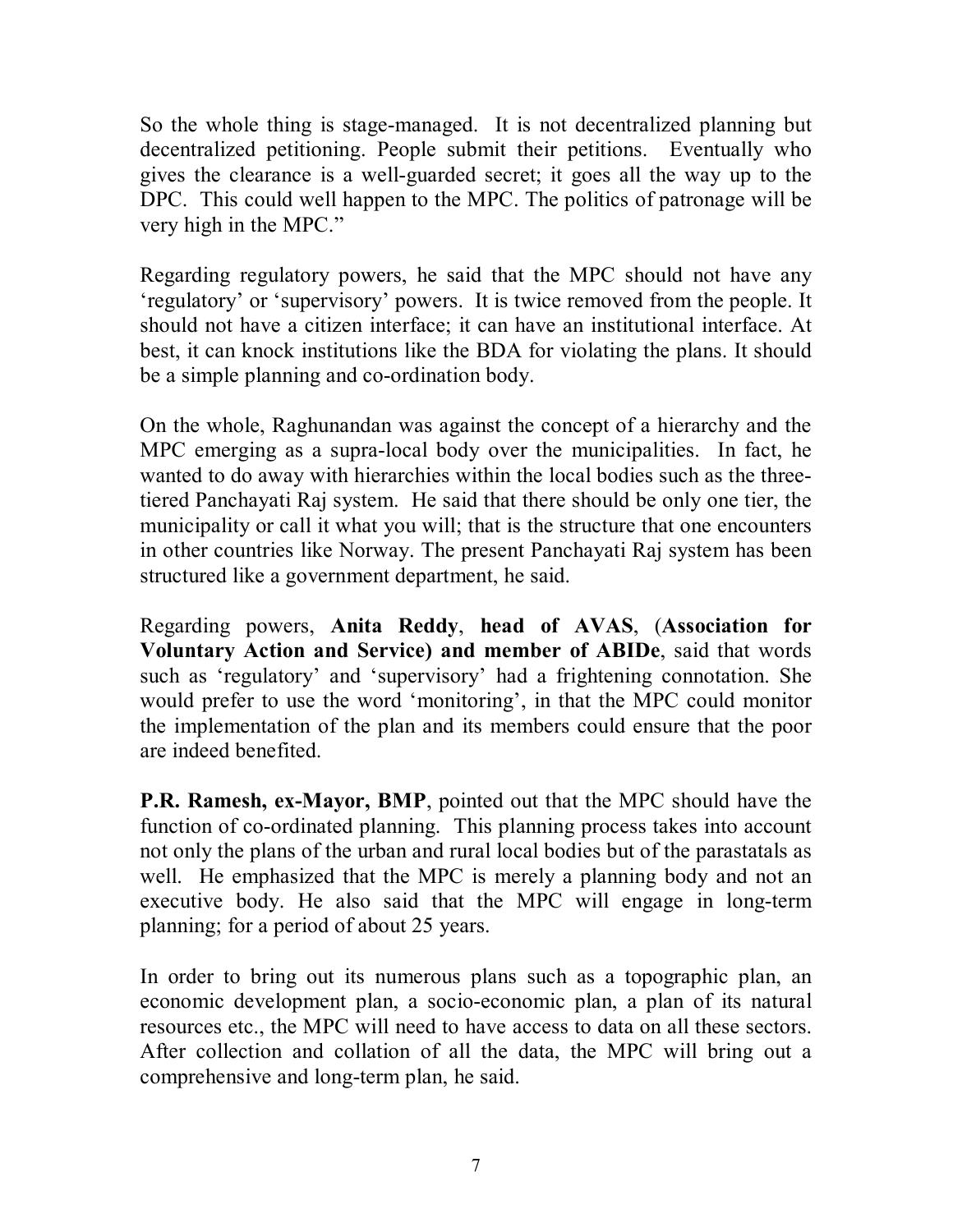So the whole thing is stage-managed. It is not decentralized planning but decentralized petitioning. People submit their petitions. Eventually who gives the clearance is a well-guarded secret; it goes all the way up to the DPC. This could well happen to the MPC. The politics of patronage will be very high in the MPC."

Regarding regulatory powers, he said that the MPC should not have any 'regulatory' or 'supervisory' powers. It is twice removed from the people. It should not have a citizen interface; it can have an institutional interface. At best, it can knock institutions like the BDA for violating the plans. It should be a simple planning and co-ordination body.

On the whole, Raghunandan was against the concept of a hierarchy and the MPC emerging as a supra-local body over the municipalities. In fact, he wanted to do away with hierarchies within the local bodies such as the three-tiered Panchayati Raj system. He said that there should be only one tier, the municipality or call it what you will; that is the structure that one encounters in other countries like Norway. The present Panchayati Raj system has been structured like a government department, he said.

Regarding powers, **Anita Reddy**, **head of AVAS**, **(Association for Voluntary Action and Service) and member of ABIDe**, said that words such as 'regulatory' and 'supervisory' had a frightening connotation. She would prefer to use the word 'monitoring', in that the MPC could monitor the implementation of the plan and its members could ensure that the poor are indeed benefited.

**P.R. Ramesh, ex-Mayor, BMP**, pointed out that the MPC should have the function of co-ordinated planning. This planning process takes into account not only the plans of the urban and rural local bodies but of the parastatals as well. He emphasized that the MPC is merely a planning body and not an executive body. He also said that the MPC will engage in long-term planning; for a period of about 25 years.

In order to bring out its numerous plans such as a topographic plan, an economic development plan, a socio-economic plan, a plan of its natural resources etc., the MPC will need to have access to data on all these sectors. After collection and collation of all the data, the MPC will bring out a comprehensive and long-term plan, he said.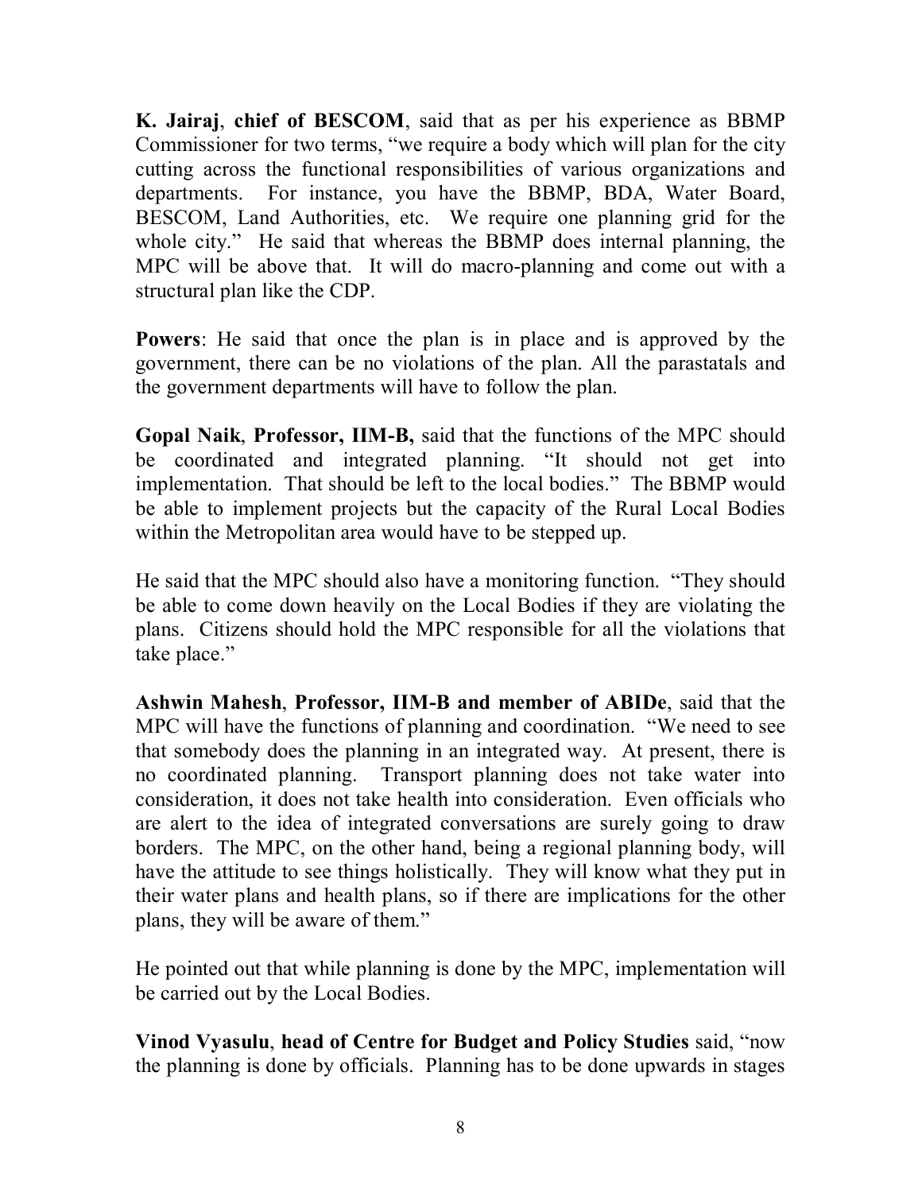**K. Jairaj**, **chief of BESCOM**, said that as per his experience as BBMP Commissioner for two terms, "we require a body which will plan for the city cutting across the functional responsibilities of various organizations and departments. For instance, you have the BBMP, BDA, Water Board, BESCOM, Land Authorities, etc. We require one planning grid for the whole city." He said that whereas the BBMP does internal planning, the MPC will be above that. It will do macro-planning and come out with a structural plan like the CDP.

**Powers**: He said that once the plan is in place and is approved by the government, there can be no violations of the plan. All the parastatals and the government departments will have to follow the plan.

**Gopal Naik**, **Professor, IIM-B,** said that the functions of the MPC should be coordinated and integrated planning. "It should not get into implementation. That should be left to the local bodies." The BBMP would be able to implement projects but the capacity of the Rural Local Bodies within the Metropolitan area would have to be stepped up.

He said that the MPC should also have a monitoring function. "They should be able to come down heavily on the Local Bodies if they are violating the plans. Citizens should hold the MPC responsible for all the violations that take place."

**Ashwin Mahesh**, **Professor, IIM-B and member of ABIDe**, said that the MPC will have the functions of planning and coordination. "We need to see that somebody does the planning in an integrated way. At present, there is no coordinated planning. Transport planning does not take water into consideration, it does not take health into consideration. Even officials who are alert to the idea of integrated conversations are surely going to draw borders. The MPC, on the other hand, being a regional planning body, will have the attitude to see things holistically. They will know what they put in their water plans and health plans, so if there are implications for the other plans, they will be aware of them."

He pointed out that while planning is done by the MPC, implementation will be carried out by the Local Bodies.

**Vinod Vyasulu**, **head of Centre for Budget and Policy Studies** said, "now the planning is done by officials. Planning has to be done upwards in stages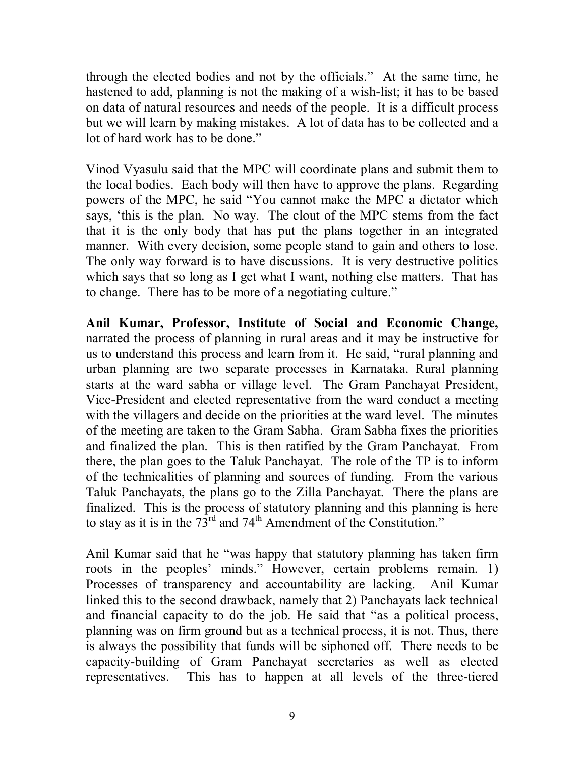through the elected bodies and not by the officials." At the same time, he hastened to add, planning is not the making of a wish-list; it has to be based on data of natural resources and needs of the people. It is a difficult process but we will learn by making mistakes. A lot of data has to be collected and a lot of hard work has to be done."

Vinod Vyasulu said that the MPC will coordinate plans and submit them to the local bodies. Each body will then have to approve the plans. Regarding powers of the MPC, he said "You cannot make the MPC a dictator which says, 'this is the plan. No way. The clout of the MPC stems from the fact that it is the only body that has put the plans together in an integrated manner. With every decision, some people stand to gain and others to lose. The only way forward is to have discussions. It is very destructive politics which says that so long as I get what I want, nothing else matters. That has to change. There has to be more of a negotiating culture."

**Anil Kumar, Professor, Institute of Social and Economic Change,** narrated the process of planning in rural areas and it may be instructive for us to understand this process and learn from it. He said, "rural planning and urban planning are two separate processes in Karnataka. Rural planning starts at the ward sabha or village level. The Gram Panchayat President, Vice-President and elected representative from the ward conduct a meeting with the villagers and decide on the priorities at the ward level. The minutes of the meeting are taken to the Gram Sabha. Gram Sabha fixes the priorities and finalized the plan. This is then ratified by the Gram Panchayat. From there, the plan goes to the Taluk Panchayat. The role of the TP is to inform of the technicalities of planning and sources of funding. From the various Taluk Panchayats, the plans go to the Zilla Panchayat. There the plans are finalized. This is the process of statutory planning and this planning is here to stay as it is in the 73rd and 74th Amendment of the Constitution."

Anil Kumar said that he "was happy that statutory planning has taken firm roots in the peoples' minds." However, certain problems remain. 1) Processes of transparency and accountability are lacking. Anil Kumar linked this to the second drawback, namely that 2) Panchayats lack technical and financial capacity to do the job. He said that "as a political process, planning was on firm ground but as a technical process, it is not. Thus, there is always the possibility that funds will be siphoned off. There needs to be capacity-building of Gram Panchayat secretaries as well as elected representatives. This has to happen at all levels of the three-tiered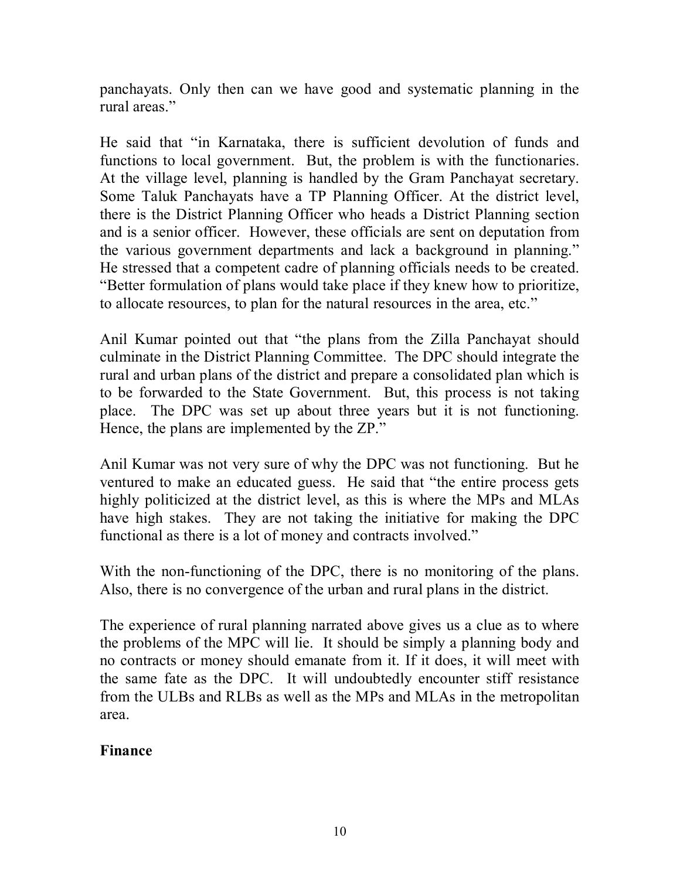panchayats. Only then can we have good and systematic planning in the rural areas."

He said that "in Karnataka, there is sufficient devolution of funds and functions to local government. But, the problem is with the functionaries. At the village level, planning is handled by the Gram Panchayat secretary. Some Taluk Panchayats have a TP Planning Officer. At the district level, there is the District Planning Officer who heads a District Planning section and is a senior officer. However, these officials are sent on deputation from the various government departments and lack a background in planning." He stressed that a competent cadre of planning officials needs to be created. "Better formulation of plans would take place if they knew how to prioritize, to allocate resources, to plan for the natural resources in the area, etc."

Anil Kumar pointed out that "the plans from the Zilla Panchayat should culminate in the District Planning Committee. The DPC should integrate the rural and urban plans of the district and prepare a consolidated plan which is to be forwarded to the State Government. But, this process is not taking place. The DPC was set up about three years but it is not functioning. Hence, the plans are implemented by the ZP."

Anil Kumar was not very sure of why the DPC was not functioning. But he ventured to make an educated guess. He said that "the entire process gets highly politicized at the district level, as this is where the MPs and MLAs have high stakes. They are not taking the initiative for making the DPC functional as there is a lot of money and contracts involved."

With the non-functioning of the DPC, there is no monitoring of the plans. Also, there is no convergence of the urban and rural plans in the district.

The experience of rural planning narrated above gives us a clue as to where the problems of the MPC will lie. It should be simply a planning body and no contracts or money should emanate from it. If it does, it will meet with the same fate as the DPC. It will undoubtedly encounter stiff resistance from the ULBs and RLBs as well as the MPs and MLAs in the metropolitan area.

**Finance**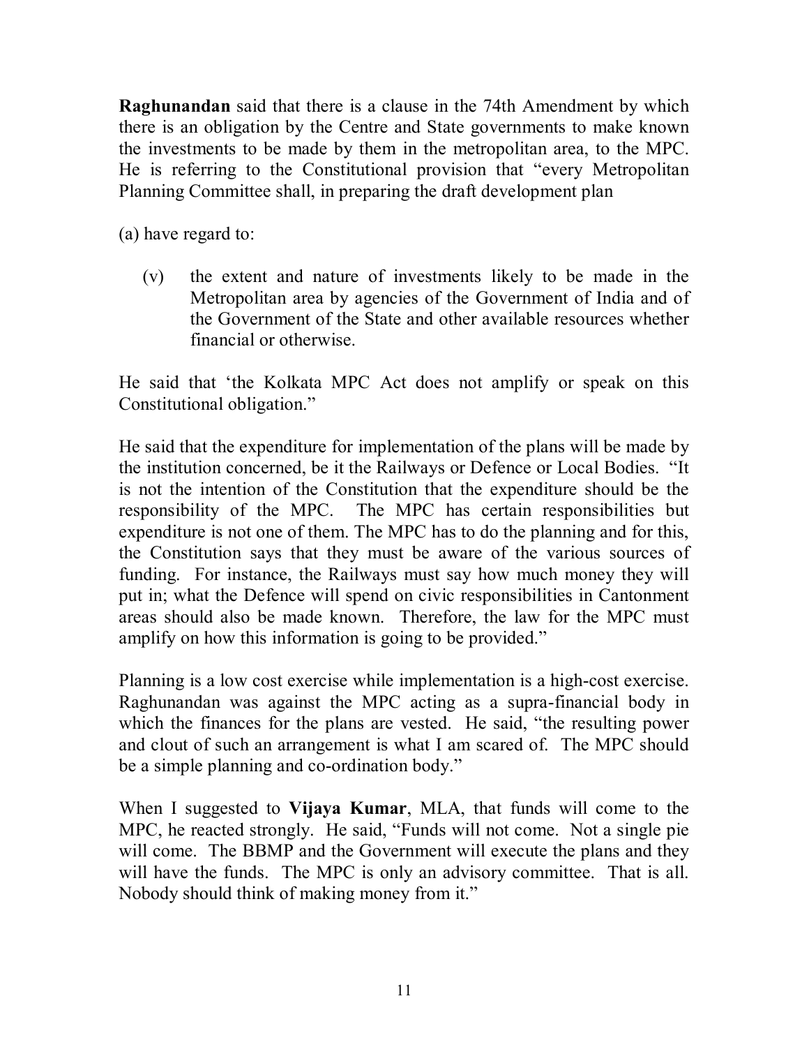**Raghunandan** said that there is a clause in the 74th Amendment by which there is an obligation by the Centre and State governments to make known the investments to be made by them in the metropolitan area, to the MPC. He is referring to the Constitutional provision that "every Metropolitan Planning Committee shall, in preparing the draft development plan

(a) have regard to:

(v) the extent and nature of investments likely to be made in the Metropolitan area by agencies of the Government of India and of the Government of the State and other available resources whether financial or otherwise.

He said that 'the Kolkata MPC Act does not amplify or speak on this Constitutional obligation."

He said that the expenditure for implementation of the plans will be made by the institution concerned, be it the Railways or Defence or Local Bodies. "It is not the intention of the Constitution that the expenditure should be the responsibility of the MPC. The MPC has certain responsibilities but expenditure is not one of them. The MPC has to do the planning and for this, the Constitution says that they must be aware of the various sources of funding. For instance, the Railways must say how much money they will put in; what the Defence will spend on civic responsibilities in Cantonment areas should also be made known. Therefore, the law for the MPC must amplify on how this information is going to be provided."

Planning is a low cost exercise while implementation is a high-cost exercise. Raghunandan was against the MPC acting as a supra-financial body in which the finances for the plans are vested. He said, "the resulting power and clout of such an arrangement is what I am scared of. The MPC should be a simple planning and co-ordination body."

When I suggested to **Vijaya Kumar**, MLA, that funds will come to the MPC, he reacted strongly. He said, "Funds will not come. Not a single pie will come. The BBMP and the Government will execute the plans and they will have the funds. The MPC is only an advisory committee. That is all. Nobody should think of making money from it."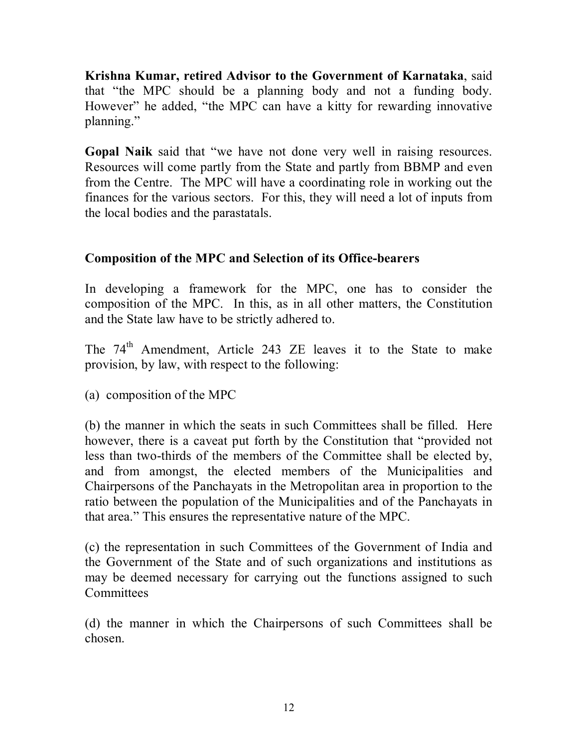**Krishna Kumar, retired Advisor to the Government of Karnataka**, said that "the MPC should be a planning body and not a funding body. However" he added, "the MPC can have a kitty for rewarding innovative planning."

**Gopal Naik** said that "we have not done very well in raising resources. Resources will come partly from the State and partly from BBMP and even from the Centre. The MPC will have a coordinating role in working out the finances for the various sectors. For this, they will need a lot of inputs from the local bodies and the parastatals.

**Composition of the MPC and Selection of its Office-bearers**

In developing a framework for the MPC, one has to consider the composition of the MPC. In this, as in all other matters, the Constitution and the State law have to be strictly adhered to.

The 74th Amendment, Article 243 ZE leaves it to the State to make provision, by law, with respect to the following:

(a) composition of the MPC

(b) the manner in which the seats in such Committees shall be filled. Here however, there is a caveat put forth by the Constitution that "provided not less than two-thirds of the members of the Committee shall be elected by, and from amongst, the elected members of the Municipalities and Chairpersons of the Panchayats in the Metropolitan area in proportion to the ratio between the population of the Municipalities and of the Panchayats in that area." This ensures the representative nature of the MPC.

(c) the representation in such Committees of the Government of India and the Government of the State and of such organizations and institutions as may be deemed necessary for carrying out the functions assigned to such Committees

(d) the manner in which the Chairpersons of such Committees shall be chosen.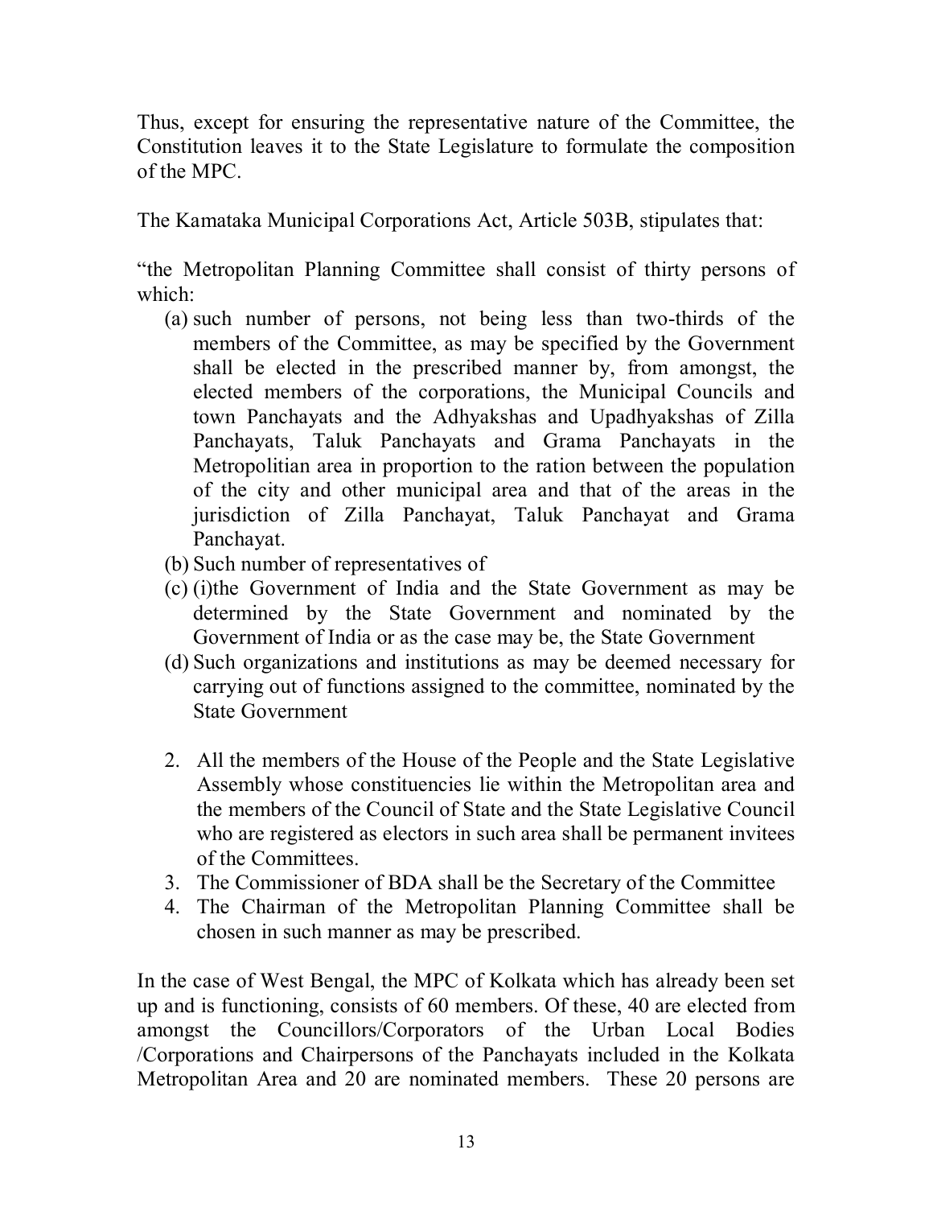Thus, except for ensuring the representative nature of the Committee, the Constitution leaves it to the State Legislature to formulate the composition of the MPC.

The Kamataka Municipal Corporations Act, Article 503B, stipulates that:

"the Metropolitan Planning Committee shall consist of thirty persons of which:

(a) such number of persons, not being less than two-thirds of the members of the Committee, as may be specified by the Government shall be elected in the prescribed manner by, from amongst, the elected members of the corporations, the Municipal Councils and town Panchayats and the Adhyakshas and Upadhyakshas of Zilla Panchayats, Taluk Panchayats and Grama Panchayats in the Metropolitian area in proportion to the ration between the population of the city and other municipal area and that of the areas in the jurisdiction of Zilla Panchayat, Taluk Panchayat and Grama Panchayat.
(b) Such number of representatives of
(c) (i)the Government of India and the State Government as may be determined by the State Government and nominated by the Government of India or as the case may be, the State Government
(d) Such organizations and institutions as may be deemed necessary for carrying out of functions assigned to the committee, nominated by the State Government

2. All the members of the House of the People and the State Legislative Assembly whose constituencies lie within the Metropolitan area and the members of the Council of State and the State Legislative Council who are registered as electors in such area shall be permanent invitees of the Committees.
3. The Commissioner of BDA shall be the Secretary of the Committee
4. The Chairman of the Metropolitan Planning Committee shall be chosen in such manner as may be prescribed.

In the case of West Bengal, the MPC of Kolkata which has already been set up and is functioning, consists of 60 members. Of these, 40 are elected from amongst the Councillors/Corporators of the Urban Local Bodies /Corporations and Chairpersons of the Panchayats included in the Kolkata Metropolitan Area and 20 are nominated members. These 20 persons are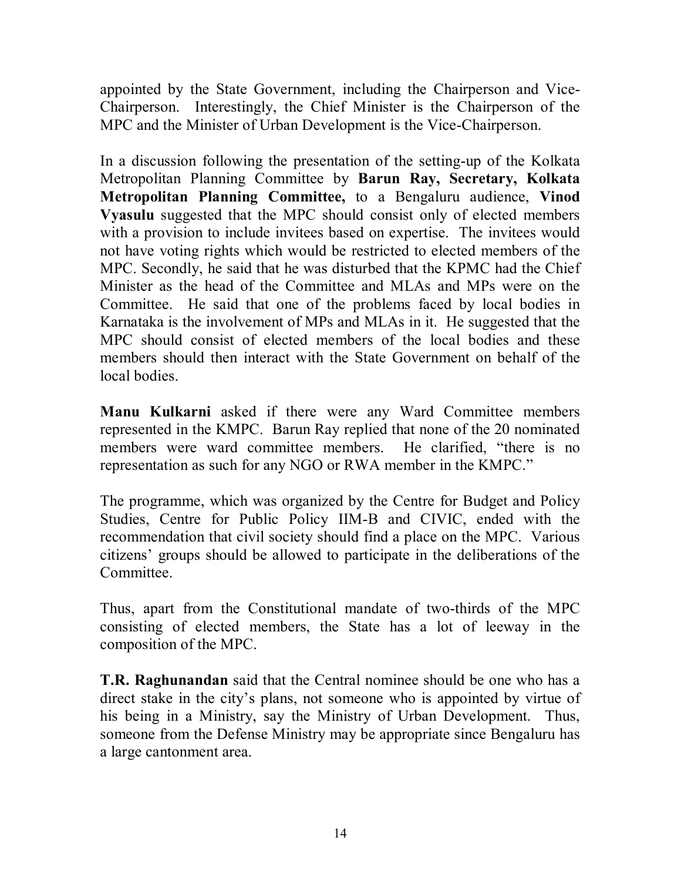appointed by the State Government, including the Chairperson and Vice-Chairperson. Interestingly, the Chief Minister is the Chairperson of the MPC and the Minister of Urban Development is the Vice-Chairperson.

In a discussion following the presentation of the setting-up of the Kolkata Metropolitan Planning Committee by **Barun Ray, Secretary, Kolkata Metropolitan Planning Committee,** to a Bengaluru audience, **Vinod Vyasulu** suggested that the MPC should consist only of elected members with a provision to include invitees based on expertise. The invitees would not have voting rights which would be restricted to elected members of the MPC. Secondly, he said that he was disturbed that the KPMC had the Chief Minister as the head of the Committee and MLAs and MPs were on the Committee. He said that one of the problems faced by local bodies in Karnataka is the involvement of MPs and MLAs in it. He suggested that the MPC should consist of elected members of the local bodies and these members should then interact with the State Government on behalf of the local bodies.

**Manu Kulkarni** asked if there were any Ward Committee members represented in the KMPC. Barun Ray replied that none of the 20 nominated members were ward committee members. He clarified, "there is no representation as such for any NGO or RWA member in the KMPC."

The programme, which was organized by the Centre for Budget and Policy Studies, Centre for Public Policy IIM-B and CIVIC, ended with the recommendation that civil society should find a place on the MPC. Various citizens' groups should be allowed to participate in the deliberations of the Committee.

Thus, apart from the Constitutional mandate of two-thirds of the MPC consisting of elected members, the State has a lot of leeway in the composition of the MPC.

**T.R. Raghunandan** said that the Central nominee should be one who has a direct stake in the city's plans, not someone who is appointed by virtue of his being in a Ministry, say the Ministry of Urban Development. Thus, someone from the Defense Ministry may be appropriate since Bengaluru has a large cantonment area.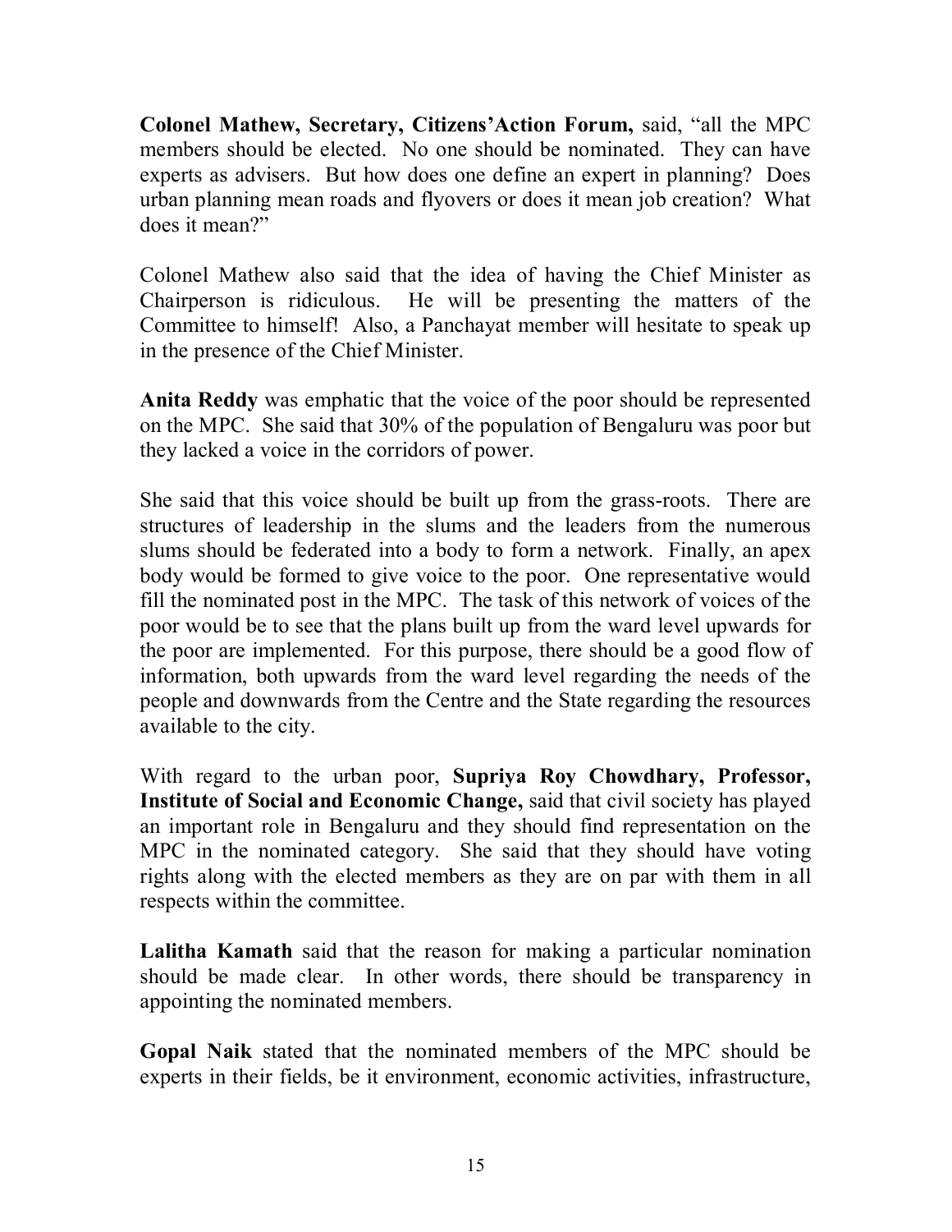**Colonel Mathew, Secretary, Citizens'Action Forum,** said, "all the MPC members should be elected. No one should be nominated. They can have experts as advisers. But how does one define an expert in planning? Does urban planning mean roads and flyovers or does it mean job creation? What does it mean?"

Colonel Mathew also said that the idea of having the Chief Minister as Chairperson is ridiculous. He will be presenting the matters of the Committee to himself! Also, a Panchayat member will hesitate to speak up in the presence of the Chief Minister.

**Anita Reddy** was emphatic that the voice of the poor should be represented on the MPC. She said that 30% of the population of Bengaluru was poor but they lacked a voice in the corridors of power.

She said that this voice should be built up from the grass-roots. There are structures of leadership in the slums and the leaders from the numerous slums should be federated into a body to form a network. Finally, an apex body would be formed to give voice to the poor. One representative would fill the nominated post in the MPC. The task of this network of voices of the poor would be to see that the plans built up from the ward level upwards for the poor are implemented. For this purpose, there should be a good flow of information, both upwards from the ward level regarding the needs of the people and downwards from the Centre and the State regarding the resources available to the city.

With regard to the urban poor, **Supriya Roy Chowdhary, Professor, Institute of Social and Economic Change,** said that civil society has played an important role in Bengaluru and they should find representation on the MPC in the nominated category. She said that they should have voting rights along with the elected members as they are on par with them in all respects within the committee.

**Lalitha Kamath** said that the reason for making a particular nomination should be made clear. In other words, there should be transparency in appointing the nominated members.

**Gopal Naik** stated that the nominated members of the MPC should be experts in their fields, be it environment, economic activities, infrastructure,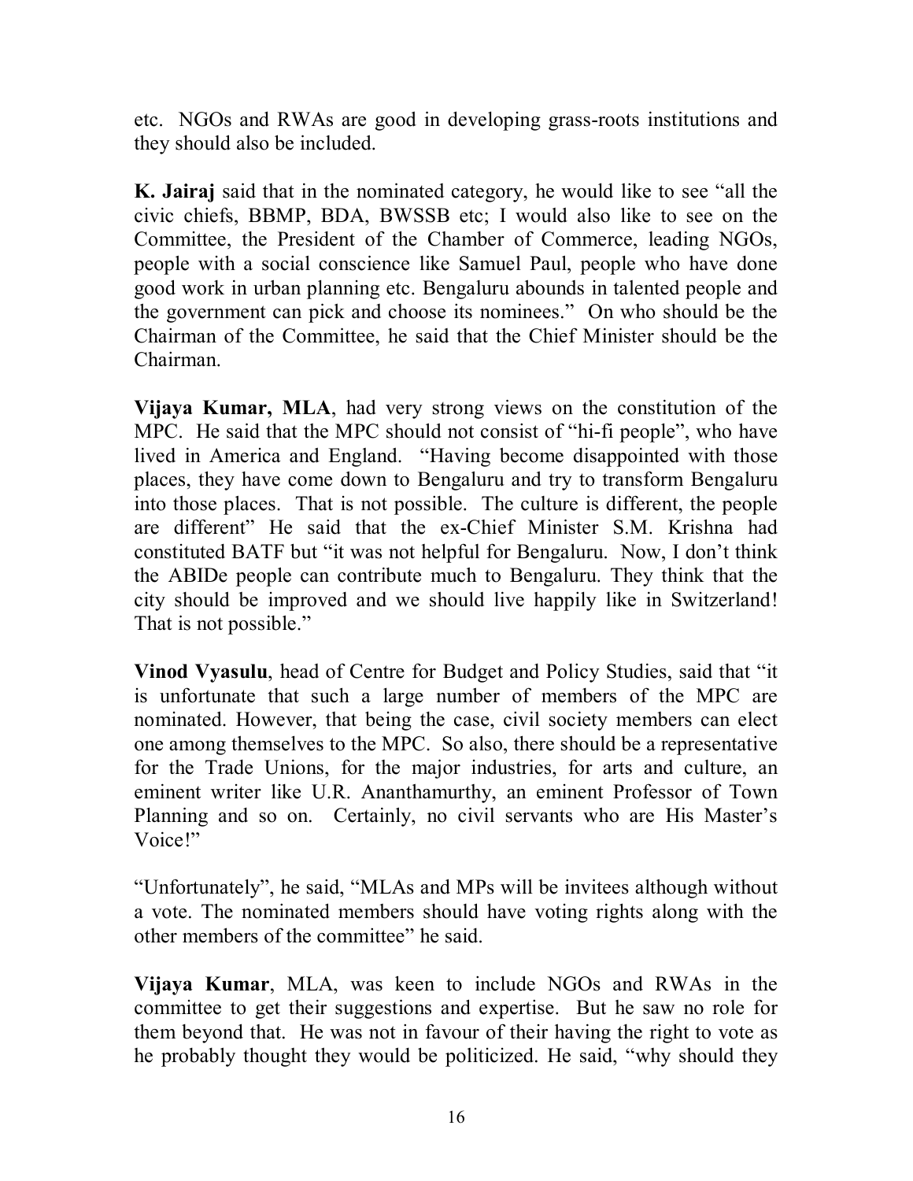etc. NGOs and RWAs are good in developing grass-roots institutions and they should also be included.

**K. Jairaj** said that in the nominated category, he would like to see "all the civic chiefs, BBMP, BDA, BWSSB etc; I would also like to see on the Committee, the President of the Chamber of Commerce, leading NGOs, people with a social conscience like Samuel Paul, people who have done good work in urban planning etc. Bengaluru abounds in talented people and the government can pick and choose its nominees." On who should be the Chairman of the Committee, he said that the Chief Minister should be the Chairman.

**Vijaya Kumar, MLA**, had very strong views on the constitution of the MPC. He said that the MPC should not consist of "hi-fi people", who have lived in America and England. "Having become disappointed with those places, they have come down to Bengaluru and try to transform Bengaluru into those places. That is not possible. The culture is different, the people are different" He said that the ex-Chief Minister S.M. Krishna had constituted BATF but "it was not helpful for Bengaluru. Now, I don't think the ABIDe people can contribute much to Bengaluru. They think that the city should be improved and we should live happily like in Switzerland! That is not possible."

**Vinod Vyasulu**, head of Centre for Budget and Policy Studies, said that "it is unfortunate that such a large number of members of the MPC are nominated. However, that being the case, civil society members can elect one among themselves to the MPC. So also, there should be a representative for the Trade Unions, for the major industries, for arts and culture, an eminent writer like U.R. Ananthamurthy, an eminent Professor of Town Planning and so on. Certainly, no civil servants who are His Master's Voice!"

"Unfortunately", he said, "MLAs and MPs will be invitees although without a vote. The nominated members should have voting rights along with the other members of the committee" he said.

**Vijaya Kumar**, MLA, was keen to include NGOs and RWAs in the committee to get their suggestions and expertise. But he saw no role for them beyond that. He was not in favour of their having the right to vote as he probably thought they would be politicized. He said, "why should they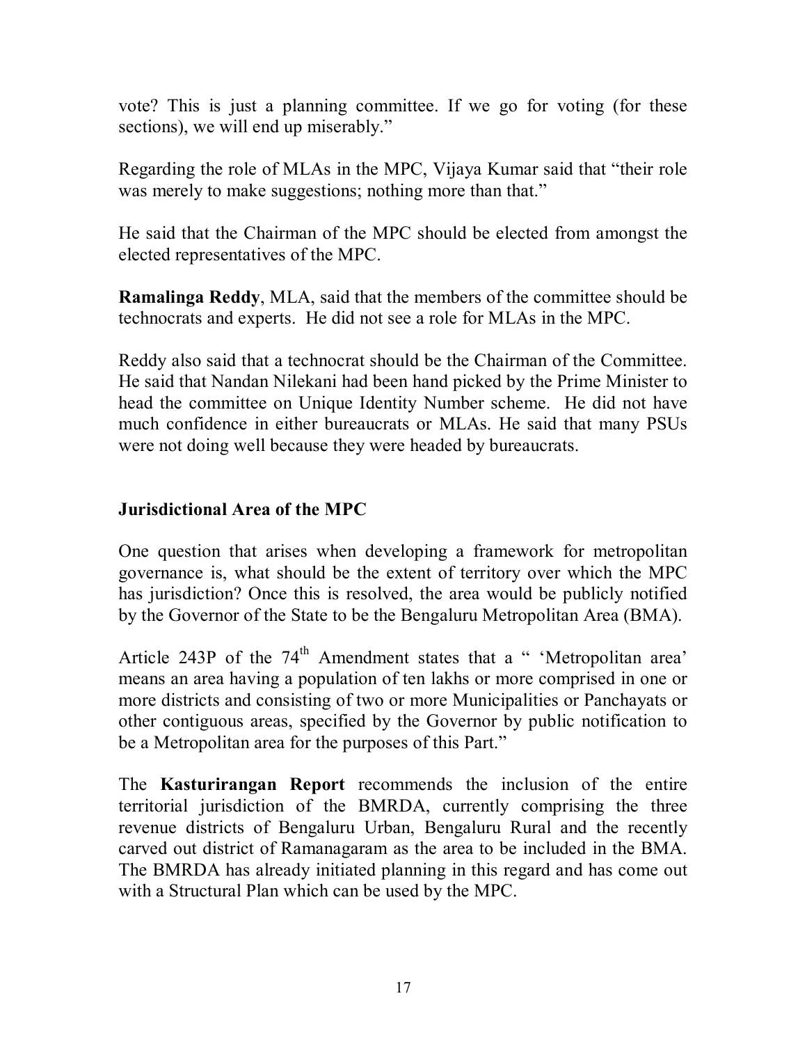vote? This is just a planning committee. If we go for voting (for these sections), we will end up miserably."

Regarding the role of MLAs in the MPC, Vijaya Kumar said that "their role was merely to make suggestions; nothing more than that."

He said that the Chairman of the MPC should be elected from amongst the elected representatives of the MPC.

**Ramalinga Reddy**, MLA, said that the members of the committee should be technocrats and experts. He did not see a role for MLAs in the MPC.

Reddy also said that a technocrat should be the Chairman of the Committee. He said that Nandan Nilekani had been hand picked by the Prime Minister to head the committee on Unique Identity Number scheme. He did not have much confidence in either bureaucrats or MLAs. He said that many PSUs were not doing well because they were headed by bureaucrats.

### Jurisdictional Area of the MPC

One question that arises when developing a framework for metropolitan governance is, what should be the extent of territory over which the MPC has jurisdiction? Once this is resolved, the area would be publicly notified by the Governor of the State to be the Bengaluru Metropolitan Area (BMA).

Article 243P of the 74th Amendment states that a " 'Metropolitan area' means an area having a population of ten lakhs or more comprised in one or more districts and consisting of two or more Municipalities or Panchayats or other contiguous areas, specified by the Governor by public notification to be a Metropolitan area for the purposes of this Part."

The **Kasturirangan Report** recommends the inclusion of the entire territorial jurisdiction of the BMRDA, currently comprising the three revenue districts of Bengaluru Urban, Bengaluru Rural and the recently carved out district of Ramanagaram as the area to be included in the BMA. The BMRDA has already initiated planning in this regard and has come out with a Structural Plan which can be used by the MPC.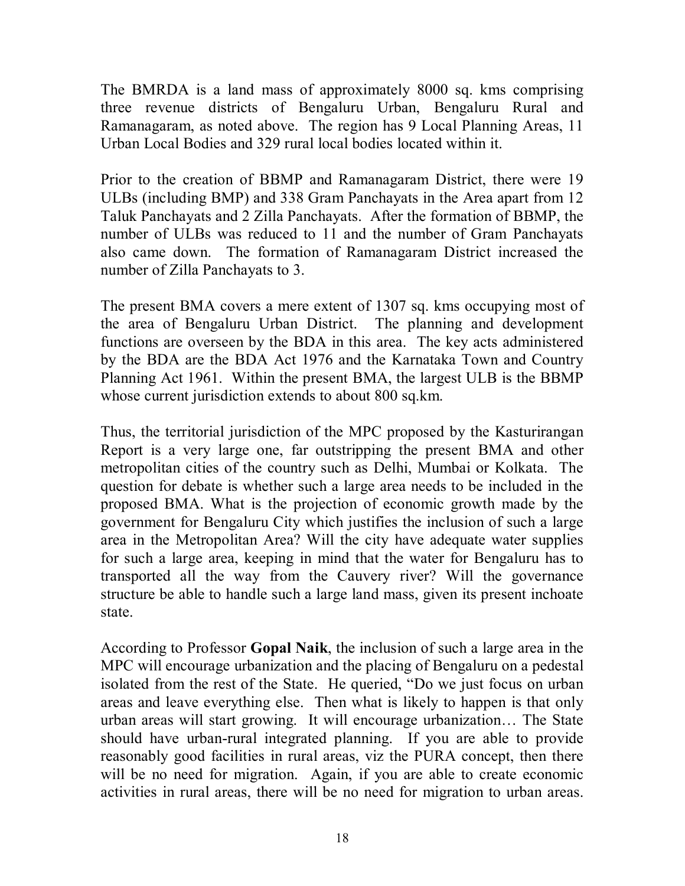The BMRDA is a land mass of approximately 8000 sq. kms comprising three revenue districts of Bengaluru Urban, Bengaluru Rural and Ramanagaram, as noted above. The region has 9 Local Planning Areas, 11 Urban Local Bodies and 329 rural local bodies located within it.

Prior to the creation of BBMP and Ramanagaram District, there were 19 ULBs (including BMP) and 338 Gram Panchayats in the Area apart from 12 Taluk Panchayats and 2 Zilla Panchayats. After the formation of BBMP, the number of ULBs was reduced to 11 and the number of Gram Panchayats also came down. The formation of Ramanagaram District increased the number of Zilla Panchayats to 3.

The present BMA covers a mere extent of 1307 sq. kms occupying most of the area of Bengaluru Urban District. The planning and development functions are overseen by the BDA in this area. The key acts administered by the BDA are the BDA Act 1976 and the Karnataka Town and Country Planning Act 1961. Within the present BMA, the largest ULB is the BBMP whose current jurisdiction extends to about 800 sq.km.

Thus, the territorial jurisdiction of the MPC proposed by the Kasturirangan Report is a very large one, far outstripping the present BMA and other metropolitan cities of the country such as Delhi, Mumbai or Kolkata. The question for debate is whether such a large area needs to be included in the proposed BMA. What is the projection of economic growth made by the government for Bengaluru City which justifies the inclusion of such a large area in the Metropolitan Area? Will the city have adequate water supplies for such a large area, keeping in mind that the water for Bengaluru has to transported all the way from the Cauvery river? Will the governance structure be able to handle such a large land mass, given its present inchoate state.

According to Professor **Gopal Naik**, the inclusion of such a large area in the MPC will encourage urbanization and the placing of Bengaluru on a pedestal isolated from the rest of the State. He queried, "Do we just focus on urban areas and leave everything else. Then what is likely to happen is that only urban areas will start growing. It will encourage urbanization… The State should have urban-rural integrated planning. If you are able to provide reasonably good facilities in rural areas, viz the PURA concept, then there will be no need for migration. Again, if you are able to create economic activities in rural areas, there will be no need for migration to urban areas.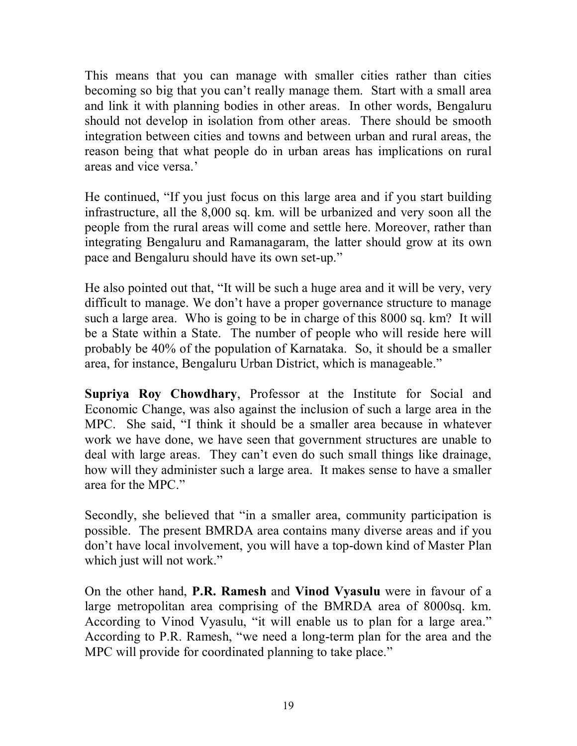This means that you can manage with smaller cities rather than cities becoming so big that you can't really manage them. Start with a small area and link it with planning bodies in other areas. In other words, Bengaluru should not develop in isolation from other areas. There should be smooth integration between cities and towns and between urban and rural areas, the reason being that what people do in urban areas has implications on rural areas and vice versa.'

He continued, "If you just focus on this large area and if you start building infrastructure, all the 8,000 sq. km. will be urbanized and very soon all the people from the rural areas will come and settle here. Moreover, rather than integrating Bengaluru and Ramanagaram, the latter should grow at its own pace and Bengaluru should have its own set-up."

He also pointed out that, "It will be such a huge area and it will be very, very difficult to manage. We don't have a proper governance structure to manage such a large area. Who is going to be in charge of this 8000 sq. km? It will be a State within a State. The number of people who will reside here will probably be 40% of the population of Karnataka. So, it should be a smaller area, for instance, Bengaluru Urban District, which is manageable."

**Supriya Roy Chowdhary**, Professor at the Institute for Social and Economic Change, was also against the inclusion of such a large area in the MPC. She said, "I think it should be a smaller area because in whatever work we have done, we have seen that government structures are unable to deal with large areas. They can't even do such small things like drainage, how will they administer such a large area. It makes sense to have a smaller area for the MPC."

Secondly, she believed that "in a smaller area, community participation is possible. The present BMRDA area contains many diverse areas and if you don't have local involvement, you will have a top-down kind of Master Plan which just will not work."

On the other hand, **P.R. Ramesh** and **Vinod Vyasulu** were in favour of a large metropolitan area comprising of the BMRDA area of 8000sq. km. According to Vinod Vyasulu, "it will enable us to plan for a large area." According to P.R. Ramesh, "we need a long-term plan for the area and the MPC will provide for coordinated planning to take place."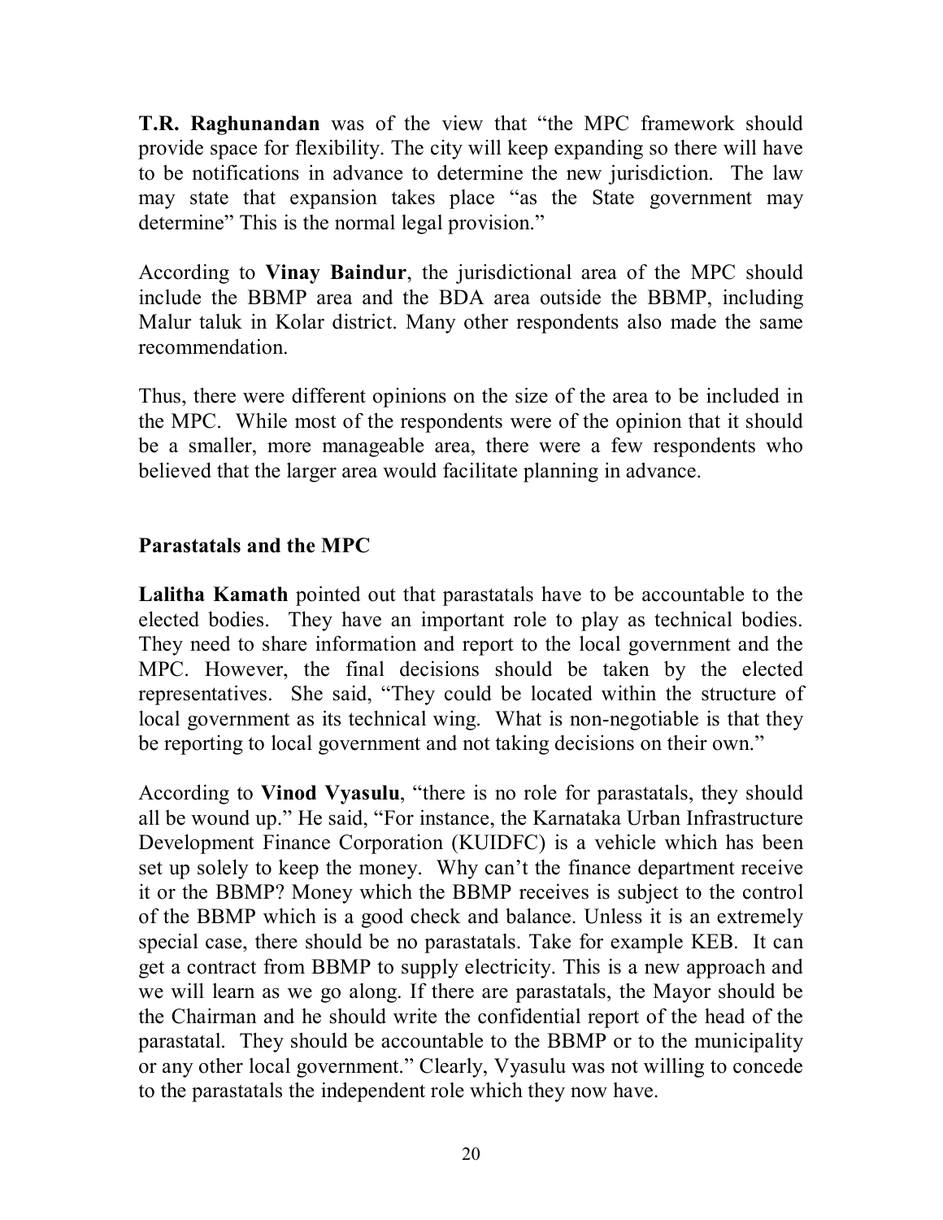**T.R. Raghunandan** was of the view that "the MPC framework should provide space for flexibility. The city will keep expanding so there will have to be notifications in advance to determine the new jurisdiction. The law may state that expansion takes place "as the State government may determine" This is the normal legal provision."

According to **Vinay Baindur**, the jurisdictional area of the MPC should include the BBMP area and the BDA area outside the BBMP, including Malur taluk in Kolar district. Many other respondents also made the same recommendation.

Thus, there were different opinions on the size of the area to be included in the MPC. While most of the respondents were of the opinion that it should be a smaller, more manageable area, there were a few respondents who believed that the larger area would facilitate planning in advance.

## Parastatals and the MPC

**Lalitha Kamath** pointed out that parastatals have to be accountable to the elected bodies. They have an important role to play as technical bodies. They need to share information and report to the local government and the MPC. However, the final decisions should be taken by the elected representatives. She said, "They could be located within the structure of local government as its technical wing. What is non-negotiable is that they be reporting to local government and not taking decisions on their own."

According to **Vinod Vyasulu**, "there is no role for parastatals, they should all be wound up." He said, "For instance, the Karnataka Urban Infrastructure Development Finance Corporation (KUIDFC) is a vehicle which has been set up solely to keep the money. Why can't the finance department receive it or the BBMP? Money which the BBMP receives is subject to the control of the BBMP which is a good check and balance. Unless it is an extremely special case, there should be no parastatals. Take for example KEB. It can get a contract from BBMP to supply electricity. This is a new approach and we will learn as we go along. If there are parastatals, the Mayor should be the Chairman and he should write the confidential report of the head of the parastatal. They should be accountable to the BBMP or to the municipality or any other local government." Clearly, Vyasulu was not willing to concede to the parastatals the independent role which they now have.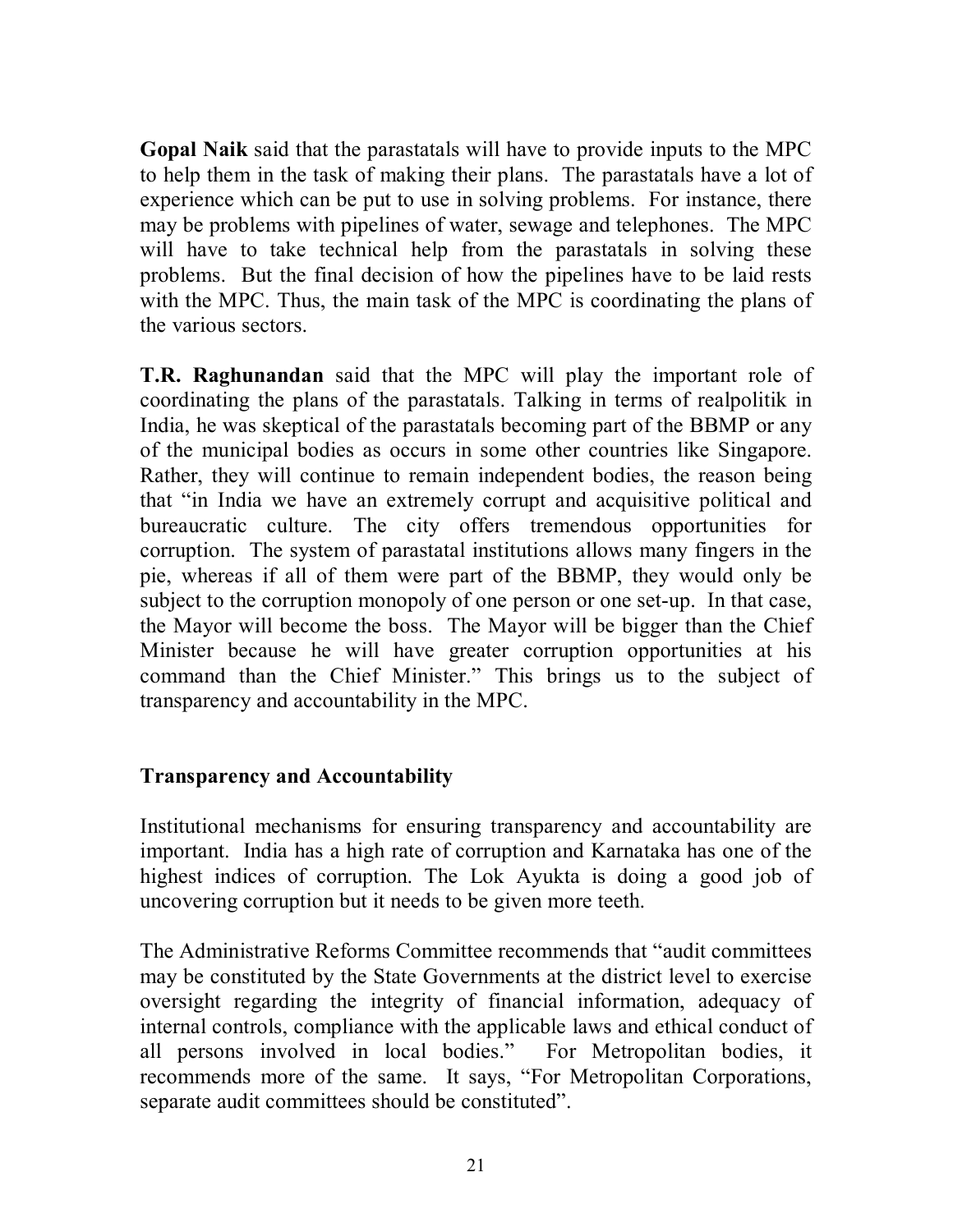**Gopal Naik** said that the parastatals will have to provide inputs to the MPC to help them in the task of making their plans. The parastatals have a lot of experience which can be put to use in solving problems. For instance, there may be problems with pipelines of water, sewage and telephones. The MPC will have to take technical help from the parastatals in solving these problems. But the final decision of how the pipelines have to be laid rests with the MPC. Thus, the main task of the MPC is coordinating the plans of the various sectors.

**T.R. Raghunandan** said that the MPC will play the important role of coordinating the plans of the parastatals. Talking in terms of realpolitik in India, he was skeptical of the parastatals becoming part of the BBMP or any of the municipal bodies as occurs in some other countries like Singapore. Rather, they will continue to remain independent bodies, the reason being that "in India we have an extremely corrupt and acquisitive political and bureaucratic culture. The city offers tremendous opportunities for corruption. The system of parastatal institutions allows many fingers in the pie, whereas if all of them were part of the BBMP, they would only be subject to the corruption monopoly of one person or one set-up. In that case, the Mayor will become the boss. The Mayor will be bigger than the Chief Minister because he will have greater corruption opportunities at his command than the Chief Minister." This brings us to the subject of transparency and accountability in the MPC.

## Transparency and Accountability

Institutional mechanisms for ensuring transparency and accountability are important. India has a high rate of corruption and Karnataka has one of the highest indices of corruption. The Lok Ayukta is doing a good job of uncovering corruption but it needs to be given more teeth.

The Administrative Reforms Committee recommends that "audit committees may be constituted by the State Governments at the district level to exercise oversight regarding the integrity of financial information, adequacy of internal controls, compliance with the applicable laws and ethical conduct of all persons involved in local bodies." For Metropolitan bodies, it recommends more of the same. It says, "For Metropolitan Corporations, separate audit committees should be constituted".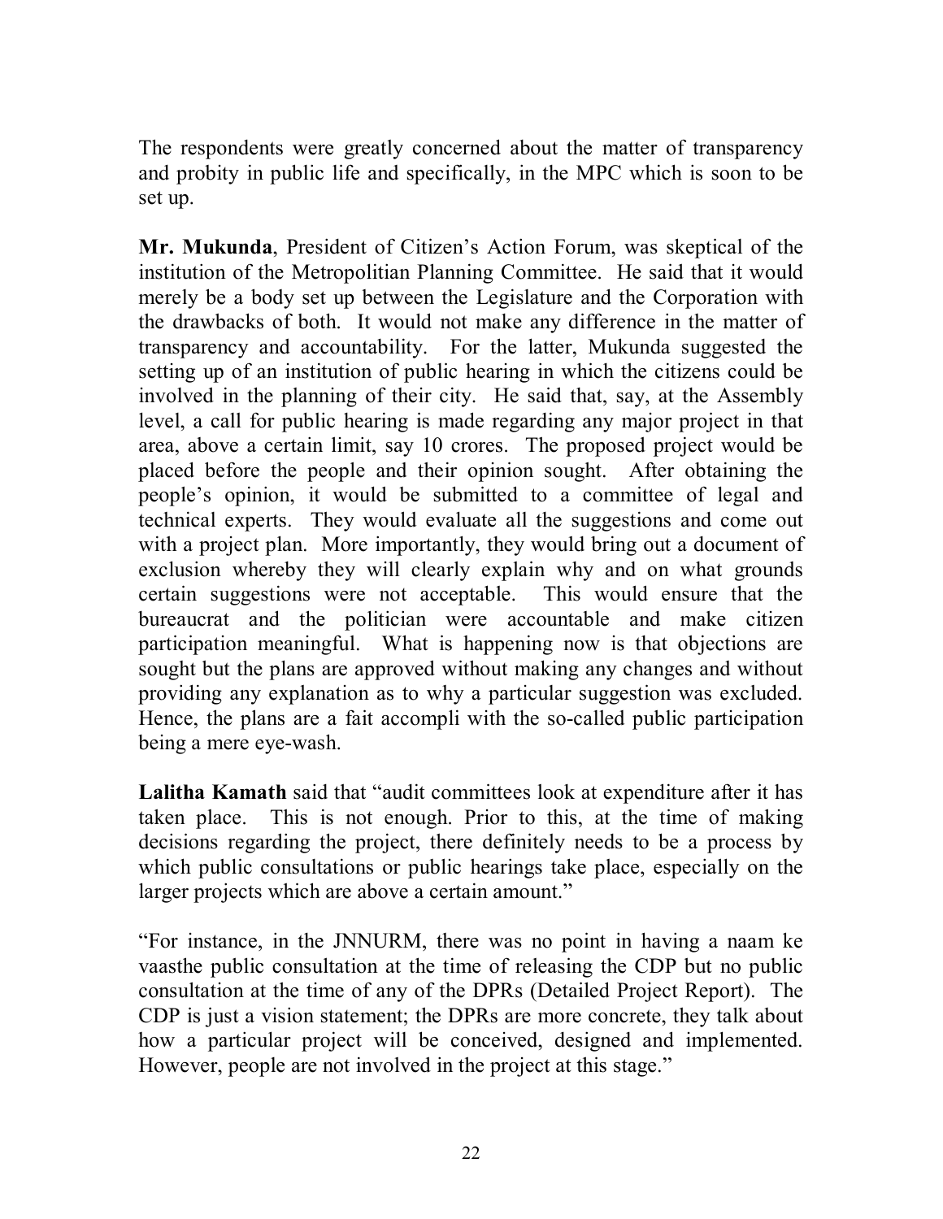The respondents were greatly concerned about the matter of transparency and probity in public life and specifically, in the MPC which is soon to be set up.

**Mr. Mukunda**, President of Citizen's Action Forum, was skeptical of the institution of the Metropolitan Planning Committee. He said that it would merely be a body set up between the Legislature and the Corporation with the drawbacks of both. It would not make any difference in the matter of transparency and accountability. For the latter, Mukunda suggested the setting up of an institution of public hearing in which the citizens could be involved in the planning of their city. He said that, say, at the Assembly level, a call for public hearing is made regarding any major project in that area, above a certain limit, say 10 crores. The proposed project would be placed before the people and their opinion sought. After obtaining the people's opinion, it would be submitted to a committee of legal and technical experts. They would evaluate all the suggestions and come out with a project plan. More importantly, they would bring out a document of exclusion whereby they will clearly explain why and on what grounds certain suggestions were not acceptable. This would ensure that the bureaucrat and the politician were accountable and make citizen participation meaningful. What is happening now is that objections are sought but the plans are approved without making any changes and without providing any explanation as to why a particular suggestion was excluded. Hence, the plans are a fait accompli with the so-called public participation being a mere eye-wash.

**Lalitha Kamath** said that "audit committees look at expenditure after it has taken place. This is not enough. Prior to this, at the time of making decisions regarding the project, there definitely needs to be a process by which public consultations or public hearings take place, especially on the larger projects which are above a certain amount."

"For instance, in the JNNURM, there was no point in having a naam ke vaasthe public consultation at the time of releasing the CDP but no public consultation at the time of any of the DPRs (Detailed Project Report). The CDP is just a vision statement; the DPRs are more concrete, they talk about how a particular project will be conceived, designed and implemented. However, people are not involved in the project at this stage."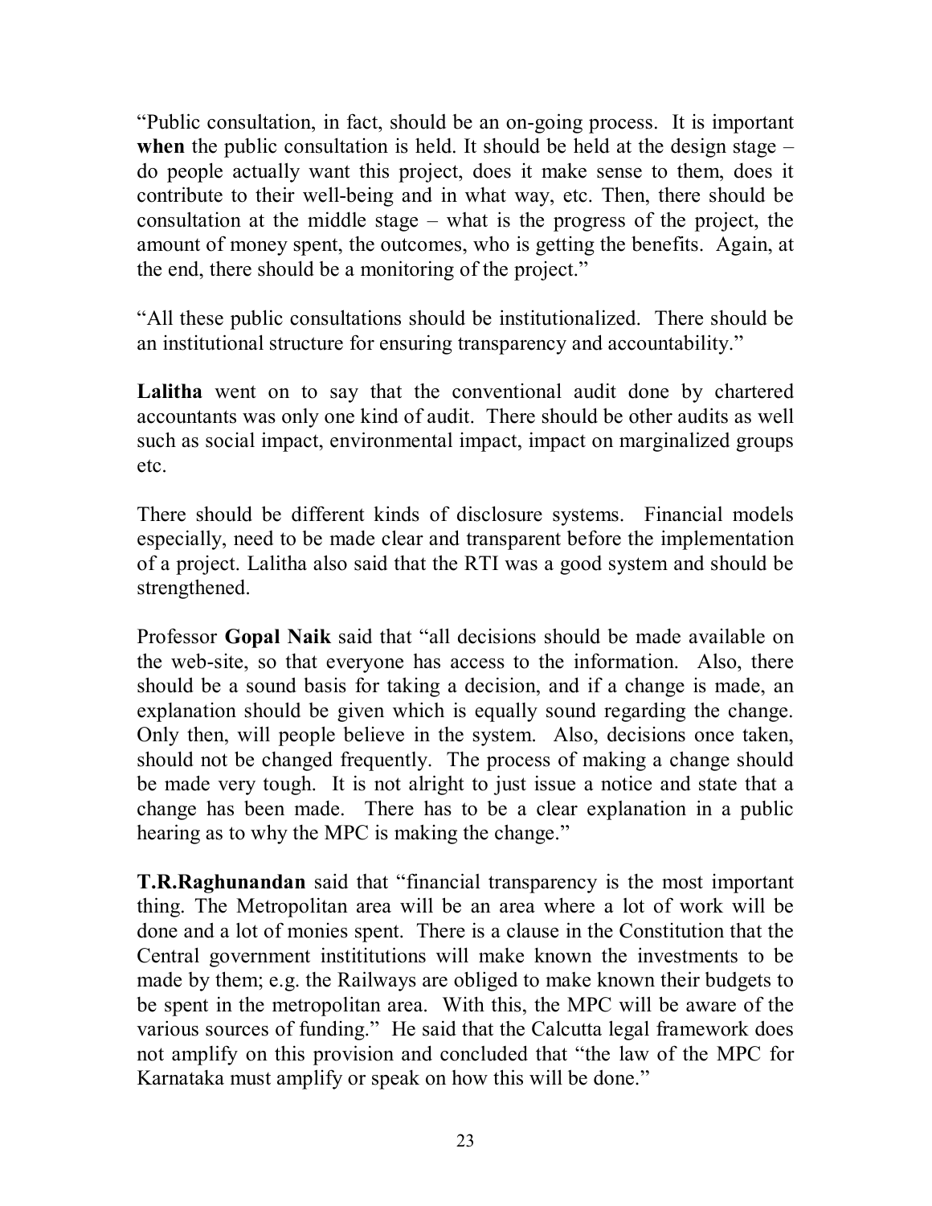"Public consultation, in fact, should be an on-going process. It is important **when** the public consultation is held. It should be held at the design stage – do people actually want this project, does it make sense to them, does it contribute to their well-being and in what way, etc. Then, there should be consultation at the middle stage – what is the progress of the project, the amount of money spent, the outcomes, who is getting the benefits. Again, at the end, there should be a monitoring of the project."

"All these public consultations should be institutionalized. There should be an institutional structure for ensuring transparency and accountability."

**Lalitha** went on to say that the conventional audit done by chartered accountants was only one kind of audit. There should be other audits as well such as social impact, environmental impact, impact on marginalized groups etc.

There should be different kinds of disclosure systems. Financial models especially, need to be made clear and transparent before the implementation of a project. Lalitha also said that the RTI was a good system and should be strengthened.

Professor **Gopal Naik** said that "all decisions should be made available on the web-site, so that everyone has access to the information. Also, there should be a sound basis for taking a decision, and if a change is made, an explanation should be given which is equally sound regarding the change. Only then, will people believe in the system. Also, decisions once taken, should not be changed frequently. The process of making a change should be made very tough. It is not alright to just issue a notice and state that a change has been made. There has to be a clear explanation in a public hearing as to why the MPC is making the change."

**T.R.Raghunandan** said that "financial transparency is the most important thing. The Metropolitan area will be an area where a lot of work will be done and a lot of monies spent. There is a clause in the Constitution that the Central government instititutions will make known the investments to be made by them; e.g. the Railways are obliged to make known their budgets to be spent in the metropolitan area. With this, the MPC will be aware of the various sources of funding." He said that the Calcutta legal framework does not amplify on this provision and concluded that "the law of the MPC for Karnataka must amplify or speak on how this will be done."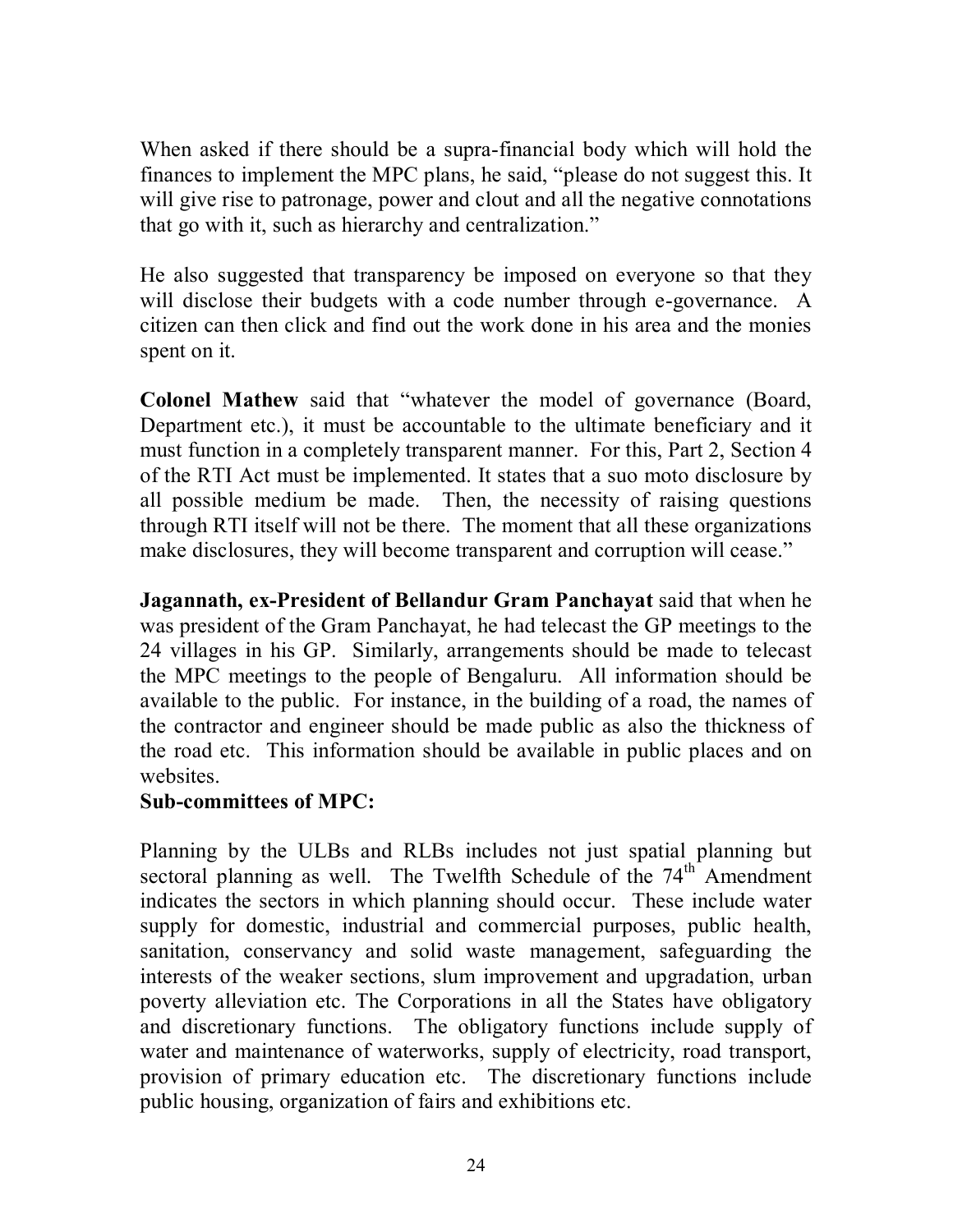When asked if there should be a supra-financial body which will hold the finances to implement the MPC plans, he said, "please do not suggest this. It will give rise to patronage, power and clout and all the negative connotations that go with it, such as hierarchy and centralization."

He also suggested that transparency be imposed on everyone so that they will disclose their budgets with a code number through e-governance. A citizen can then click and find out the work done in his area and the monies spent on it.

**Colonel Mathew** said that "whatever the model of governance (Board, Department etc.), it must be accountable to the ultimate beneficiary and it must function in a completely transparent manner. For this, Part 2, Section 4 of the RTI Act must be implemented. It states that a suo moto disclosure by all possible medium be made. Then, the necessity of raising questions through RTI itself will not be there. The moment that all these organizations make disclosures, they will become transparent and corruption will cease."

**Jagannath, ex-President of Bellandur Gram Panchayat** said that when he was president of the Gram Panchayat, he had telecast the GP meetings to the 24 villages in his GP. Similarly, arrangements should be made to telecast the MPC meetings to the people of Bengaluru. All information should be available to the public. For instance, in the building of a road, the names of the contractor and engineer should be made public as also the thickness of the road etc. This information should be available in public places and on websites.

**Sub-committees of MPC:**

Planning by the ULBs and RLBs includes not just spatial planning but sectoral planning as well. The Twelfth Schedule of the 74th Amendment indicates the sectors in which planning should occur. These include water supply for domestic, industrial and commercial purposes, public health, sanitation, conservancy and solid waste management, safeguarding the interests of the weaker sections, slum improvement and upgradation, urban poverty alleviation etc. The Corporations in all the States have obligatory and discretionary functions. The obligatory functions include supply of water and maintenance of waterworks, supply of electricity, road transport, provision of primary education etc. The discretionary functions include public housing, organization of fairs and exhibitions etc.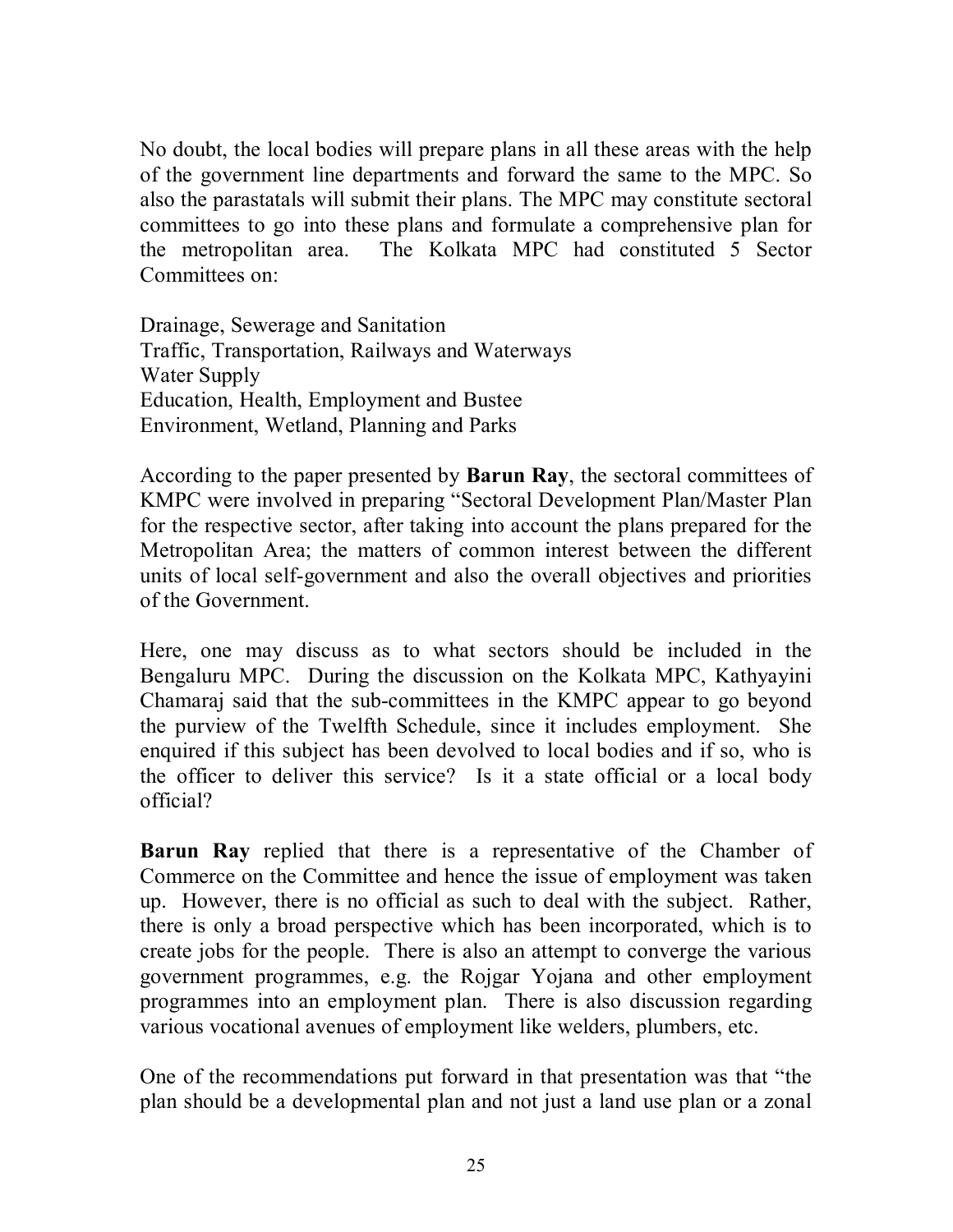No doubt, the local bodies will prepare plans in all these areas with the help of the government line departments and forward the same to the MPC. So also the parastatals will submit their plans. The MPC may constitute sectoral committees to go into these plans and formulate a comprehensive plan for the metropolitan area. The Kolkata MPC had constituted 5 Sector Committees on:

Drainage, Sewerage and Sanitation
Traffic, Transportation, Railways and Waterways
Water Supply
Education, Health, Employment and Bustee
Environment, Wetland, Planning and Parks

According to the paper presented by **Barun Ray**, the sectoral committees of KMPC were involved in preparing "Sectoral Development Plan/Master Plan for the respective sector, after taking into account the plans prepared for the Metropolitan Area; the matters of common interest between the different units of local self-government and also the overall objectives and priorities of the Government.

Here, one may discuss as to what sectors should be included in the Bengaluru MPC. During the discussion on the Kolkata MPC, Kathyayini Chamaraj said that the sub-committees in the KMPC appear to go beyond the purview of the Twelfth Schedule, since it includes employment. She enquired if this subject has been devolved to local bodies and if so, who is the officer to deliver this service? Is it a state official or a local body official?

**Barun Ray** replied that there is a representative of the Chamber of Commerce on the Committee and hence the issue of employment was taken up. However, there is no official as such to deal with the subject. Rather, there is only a broad perspective which has been incorporated, which is to create jobs for the people. There is also an attempt to converge the various government programmes, e.g. the Rojgar Yojana and other employment programmes into an employment plan. There is also discussion regarding various vocational avenues of employment like welders, plumbers, etc.

One of the recommendations put forward in that presentation was that "the plan should be a developmental plan and not just a land use plan or a zonal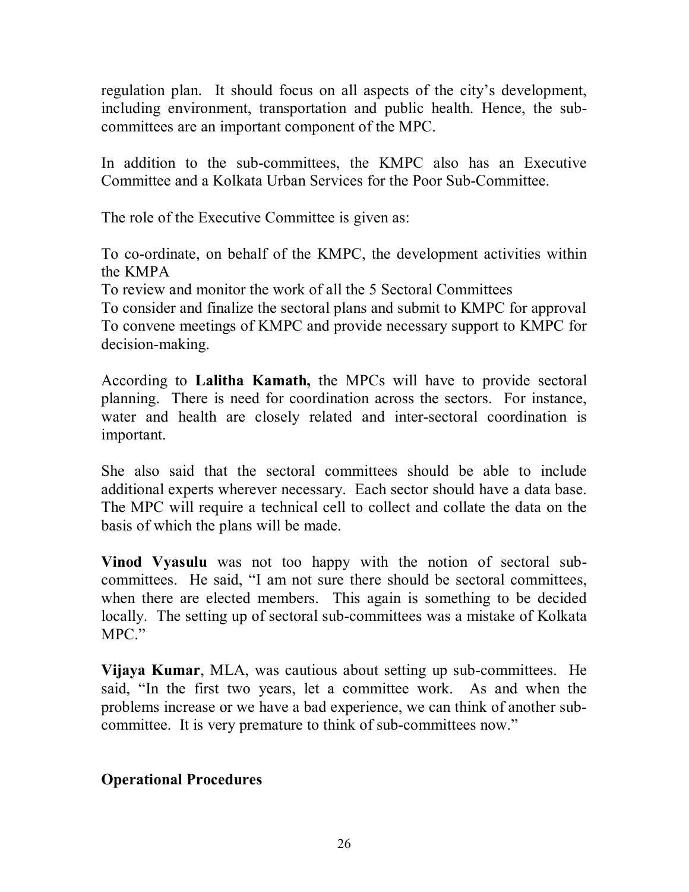regulation plan. It should focus on all aspects of the city's development, including environment, transportation and public health. Hence, the sub-committees are an important component of the MPC.

In addition to the sub-committees, the KMPC also has an Executive Committee and a Kolkata Urban Services for the Poor Sub-Committee.

The role of the Executive Committee is given as:

To co-ordinate, on behalf of the KMPC, the development activities within the KMPA
To review and monitor the work of all the 5 Sectoral Committees
To consider and finalize the sectoral plans and submit to KMPC for approval
To convene meetings of KMPC and provide necessary support to KMPC for decision-making.

According to **Lalitha Kamath,** the MPCs will have to provide sectoral planning. There is need for coordination across the sectors. For instance, water and health are closely related and inter-sectoral coordination is important.

She also said that the sectoral committees should be able to include additional experts wherever necessary. Each sector should have a data base. The MPC will require a technical cell to collect and collate the data on the basis of which the plans will be made.

**Vinod Vyasulu** was not too happy with the notion of sectoral sub-committees. He said, "I am not sure there should be sectoral committees, when there are elected members. This again is something to be decided locally. The setting up of sectoral sub-committees was a mistake of Kolkata MPC."

**Vijaya Kumar**, MLA, was cautious about setting up sub-committees. He said, "In the first two years, let a committee work. As and when the problems increase or we have a bad experience, we can think of another sub-committee. It is very premature to think of sub-committees now."

**Operational Procedures**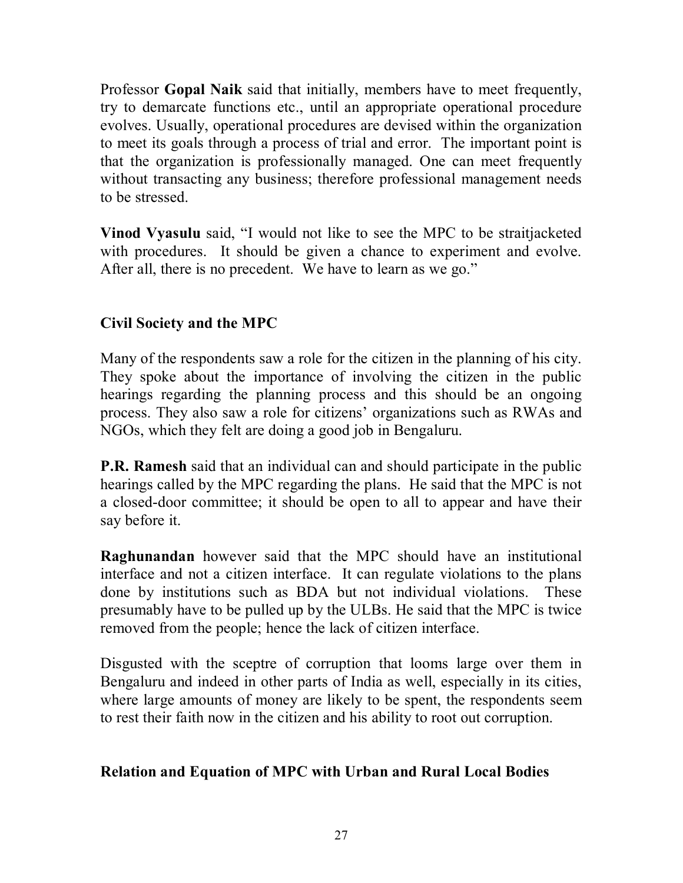Professor **Gopal Naik** said that initially, members have to meet frequently, try to demarcate functions etc., until an appropriate operational procedure evolves. Usually, operational procedures are devised within the organization to meet its goals through a process of trial and error. The important point is that the organization is professionally managed. One can meet frequently without transacting any business; therefore professional management needs to be stressed.

**Vinod Vyasulu** said, "I would not like to see the MPC to be straitjacketed with procedures. It should be given a chance to experiment and evolve. After all, there is no precedent. We have to learn as we go."

## Civil Society and the MPC

Many of the respondents saw a role for the citizen in the planning of his city. They spoke about the importance of involving the citizen in the public hearings regarding the planning process and this should be an ongoing process. They also saw a role for citizens' organizations such as RWAs and NGOs, which they felt are doing a good job in Bengaluru.

**P.R. Ramesh** said that an individual can and should participate in the public hearings called by the MPC regarding the plans. He said that the MPC is not a closed-door committee; it should be open to all to appear and have their say before it.

**Raghunandan** however said that the MPC should have an institutional interface and not a citizen interface. It can regulate violations to the plans done by institutions such as BDA but not individual violations. These presumably have to be pulled up by the ULBs. He said that the MPC is twice removed from the people; hence the lack of citizen interface.

Disgusted with the sceptre of corruption that looms large over them in Bengaluru and indeed in other parts of India as well, especially in its cities, where large amounts of money are likely to be spent, the respondents seem to rest their faith now in the citizen and his ability to root out corruption.

## Relation and Equation of MPC with Urban and Rural Local Bodies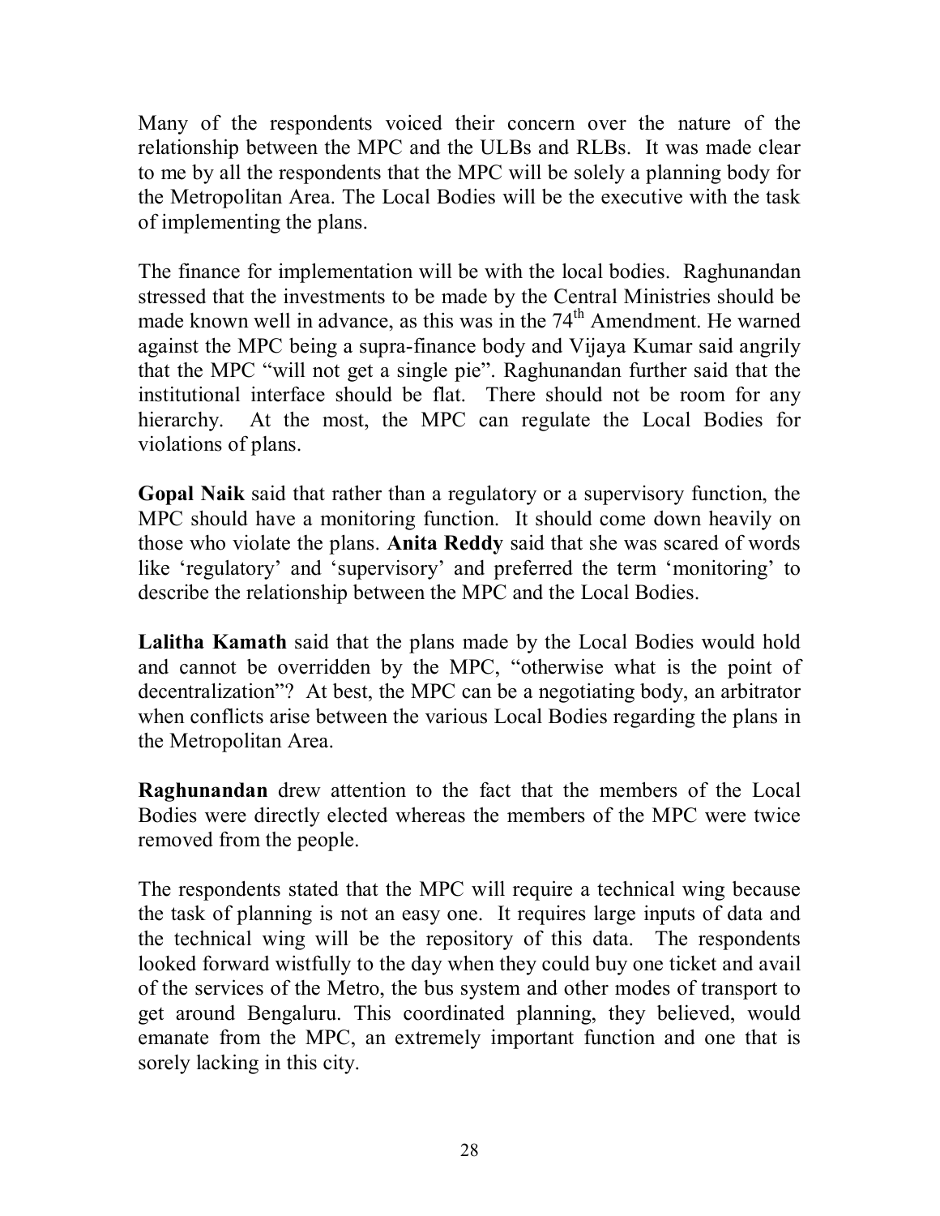Many of the respondents voiced their concern over the nature of the relationship between the MPC and the ULBs and RLBs. It was made clear to me by all the respondents that the MPC will be solely a planning body for the Metropolitan Area. The Local Bodies will be the executive with the task of implementing the plans.

The finance for implementation will be with the local bodies. Raghunandan stressed that the investments to be made by the Central Ministries should be made known well in advance, as this was in the 74th Amendment. He warned against the MPC being a supra-finance body and Vijaya Kumar said angrily that the MPC "will not get a single pie". Raghunandan further said that the institutional interface should be flat. There should not be room for any hierarchy. At the most, the MPC can regulate the Local Bodies for violations of plans.

**Gopal Naik** said that rather than a regulatory or a supervisory function, the MPC should have a monitoring function. It should come down heavily on those who violate the plans. **Anita Reddy** said that she was scared of words like 'regulatory' and 'supervisory' and preferred the term 'monitoring' to describe the relationship between the MPC and the Local Bodies.

**Lalitha Kamath** said that the plans made by the Local Bodies would hold and cannot be overridden by the MPC, "otherwise what is the point of decentralization"? At best, the MPC can be a negotiating body, an arbitrator when conflicts arise between the various Local Bodies regarding the plans in the Metropolitan Area.

**Raghunandan** drew attention to the fact that the members of the Local Bodies were directly elected whereas the members of the MPC were twice removed from the people.

The respondents stated that the MPC will require a technical wing because the task of planning is not an easy one. It requires large inputs of data and the technical wing will be the repository of this data. The respondents looked forward wistfully to the day when they could buy one ticket and avail of the services of the Metro, the bus system and other modes of transport to get around Bengaluru. This coordinated planning, they believed, would emanate from the MPC, an extremely important function and one that is sorely lacking in this city.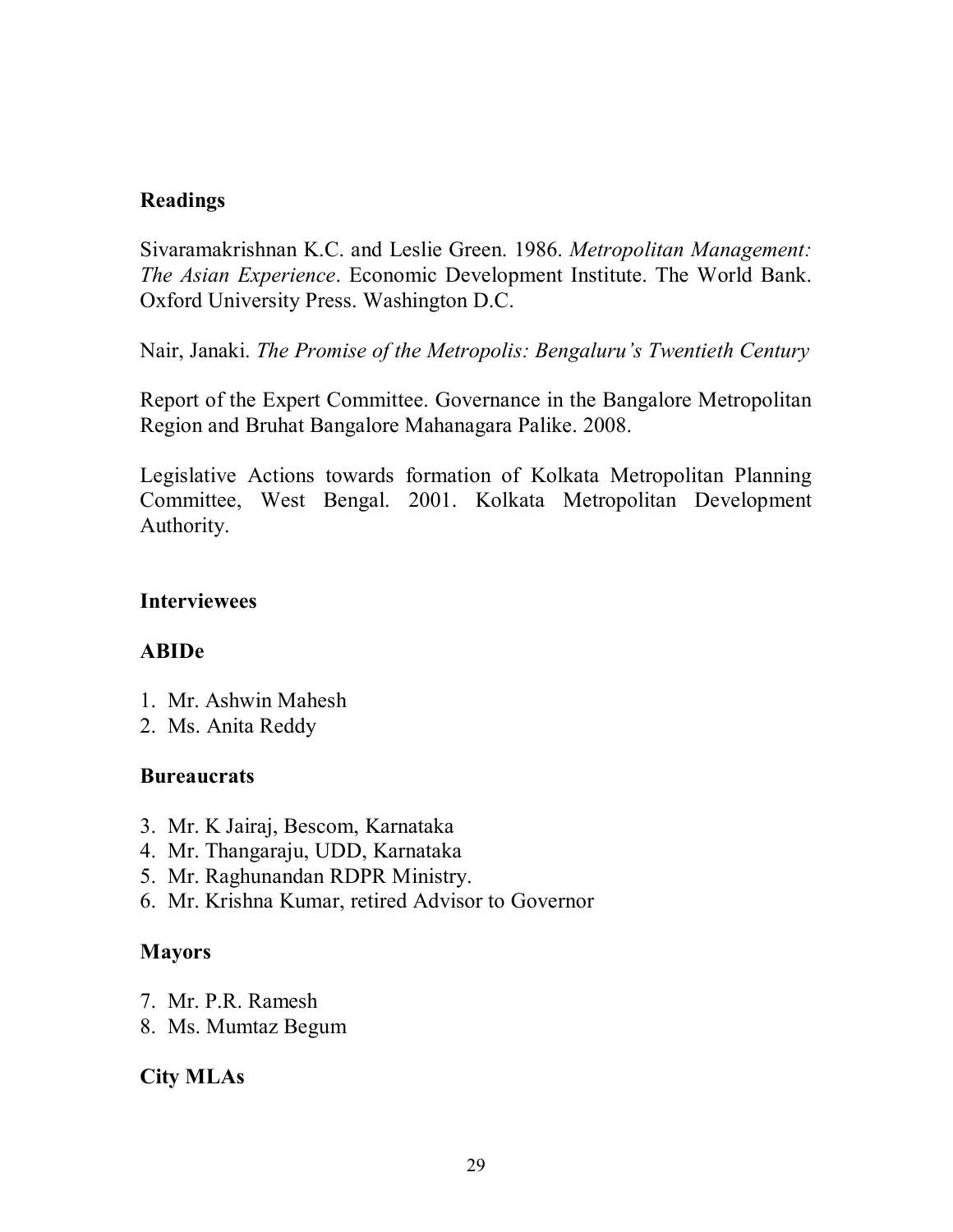**Readings**

Sivaramakrishnan K.C. and Leslie Green. 1986. *Metropolitan Management: The Asian Experience*. Economic Development Institute. The World Bank. Oxford University Press. Washington D.C.

Nair, Janaki. *The Promise of the Metropolis: Bengaluru's Twentieth Century*

Report of the Expert Committee. Governance in the Bangalore Metropolitan Region and Bruhat Bangalore Mahanagara Palike. 2008.

Legislative Actions towards formation of Kolkata Metropolitan Planning Committee, West Bengal. 2001. Kolkata Metropolitan Development Authority.

**Interviewees**

**ABIDe**

1. Mr. Ashwin Mahesh
2. Ms. Anita Reddy

**Bureaucrats**

3. Mr. K Jairaj, Bescom, Karnataka
4. Mr. Thangaraju, UDD, Karnataka
5. Mr. Raghunandan RDPR Ministry.
6. Mr. Krishna Kumar, retired Advisor to Governor

**Mayors**

7. Mr. P.R. Ramesh
8. Ms. Mumtaz Begum

**City MLAs**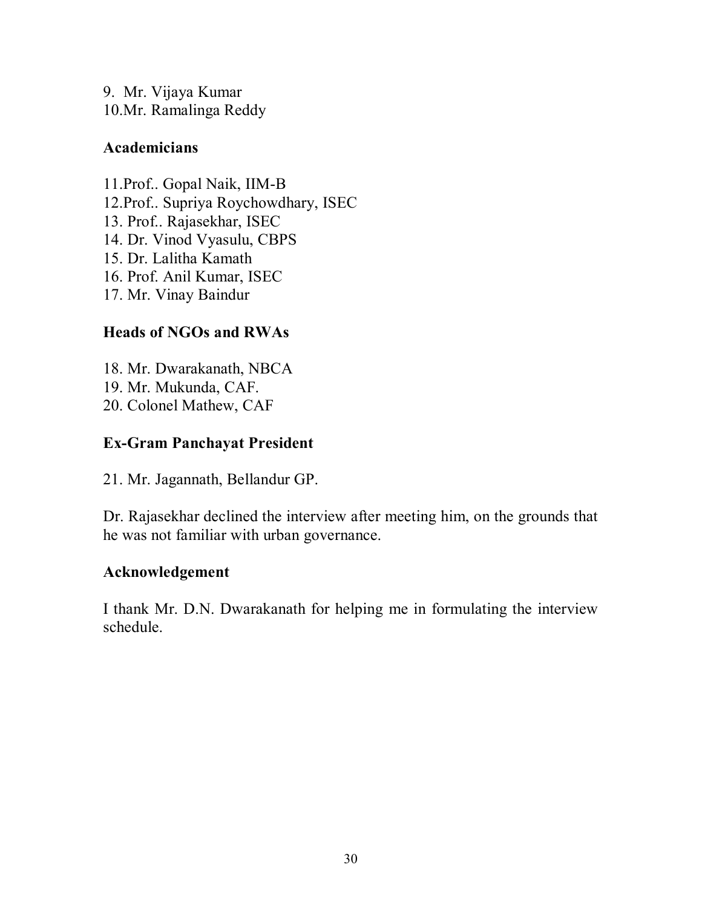9. Mr. Vijaya Kumar
10. Mr. Ramalinga Reddy

## Academicians

11. Prof.. Gopal Naik, IIM-B
12. Prof.. Supriya Roychowdhary, ISEC
13. Prof.. Rajasekhar, ISEC
14. Dr. Vinod Vyasulu, CBPS
15. Dr. Lalitha Kamath
16. Prof. Anil Kumar, ISEC
17. Mr. Vinay Baindur

## Heads of NGOs and RWAs

18. Mr. Dwarakanath, NBCA
19. Mr. Mukunda, CAF.
20. Colonel Mathew, CAF

## Ex-Gram Panchayat President

21. Mr. Jagannath, Bellandur GP.

Dr. Rajasekhar declined the interview after meeting him, on the grounds that he was not familiar with urban governance.

## Acknowledgement

I thank Mr. D.N. Dwarakanath for helping me in formulating the interview schedule.